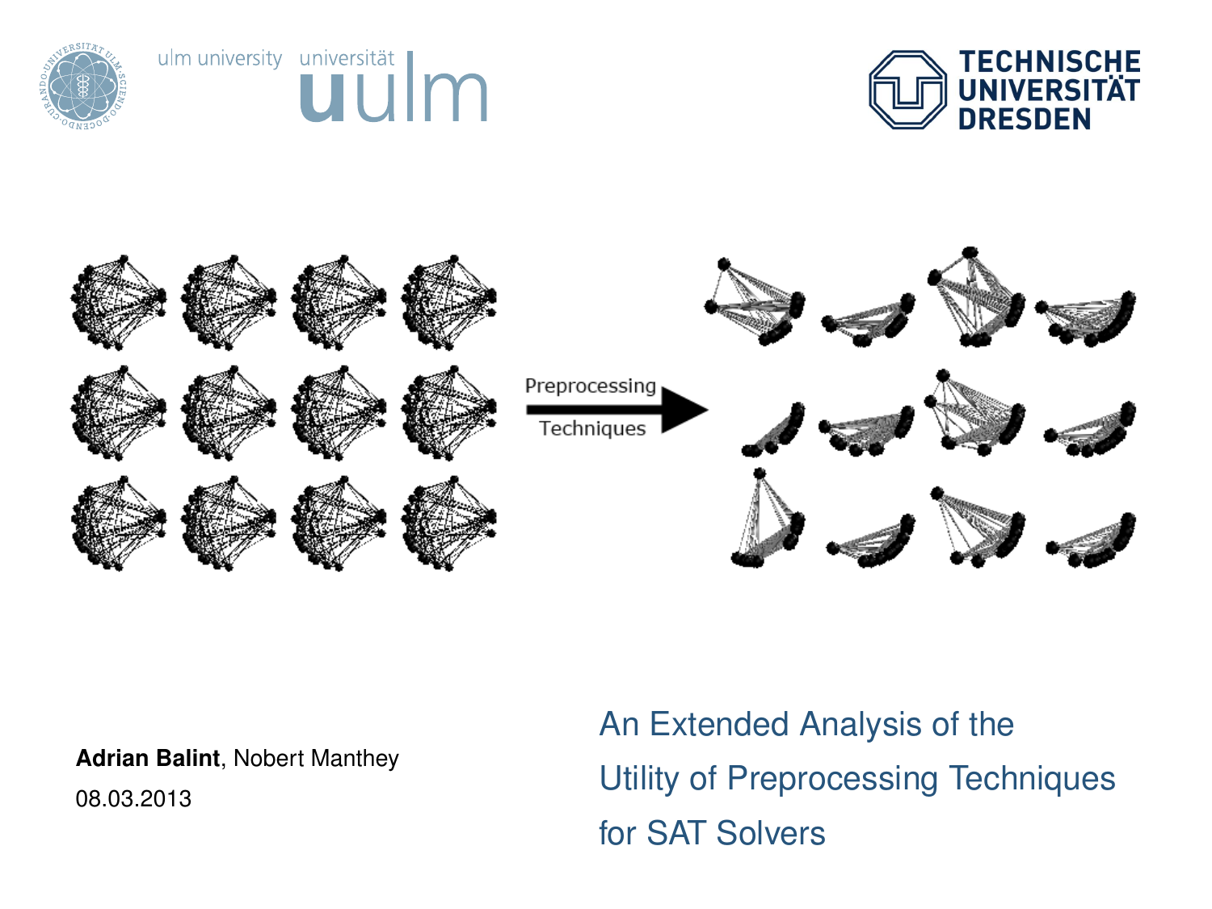# An Extended Analysis of the Utility of Preprocessing Techniques for SAT Solvers

**Adrian Balint**, Nobert Manthey

08.03.2013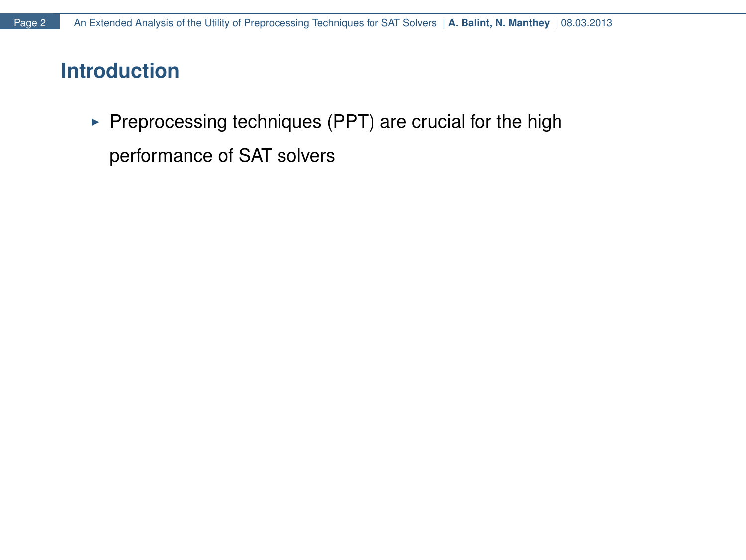## Introduction

- Preprocessing techniques (PPT) are crucial for the high performance of SAT solvers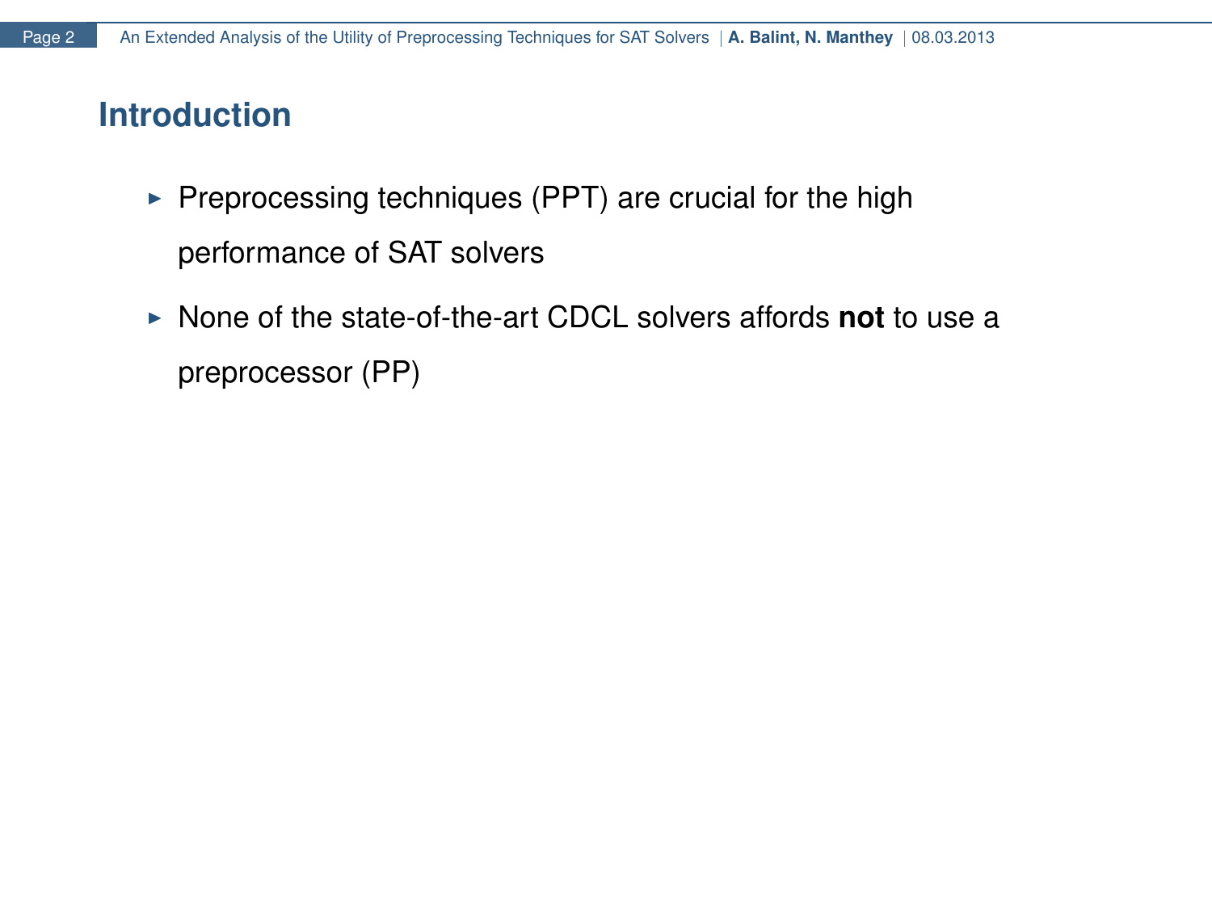# Introduction

- Preprocessing techniques (PPT) are crucial for the high performance of SAT solvers
- None of the state-of-the-art CDCL solvers affords **not** to use a preprocessor (PP)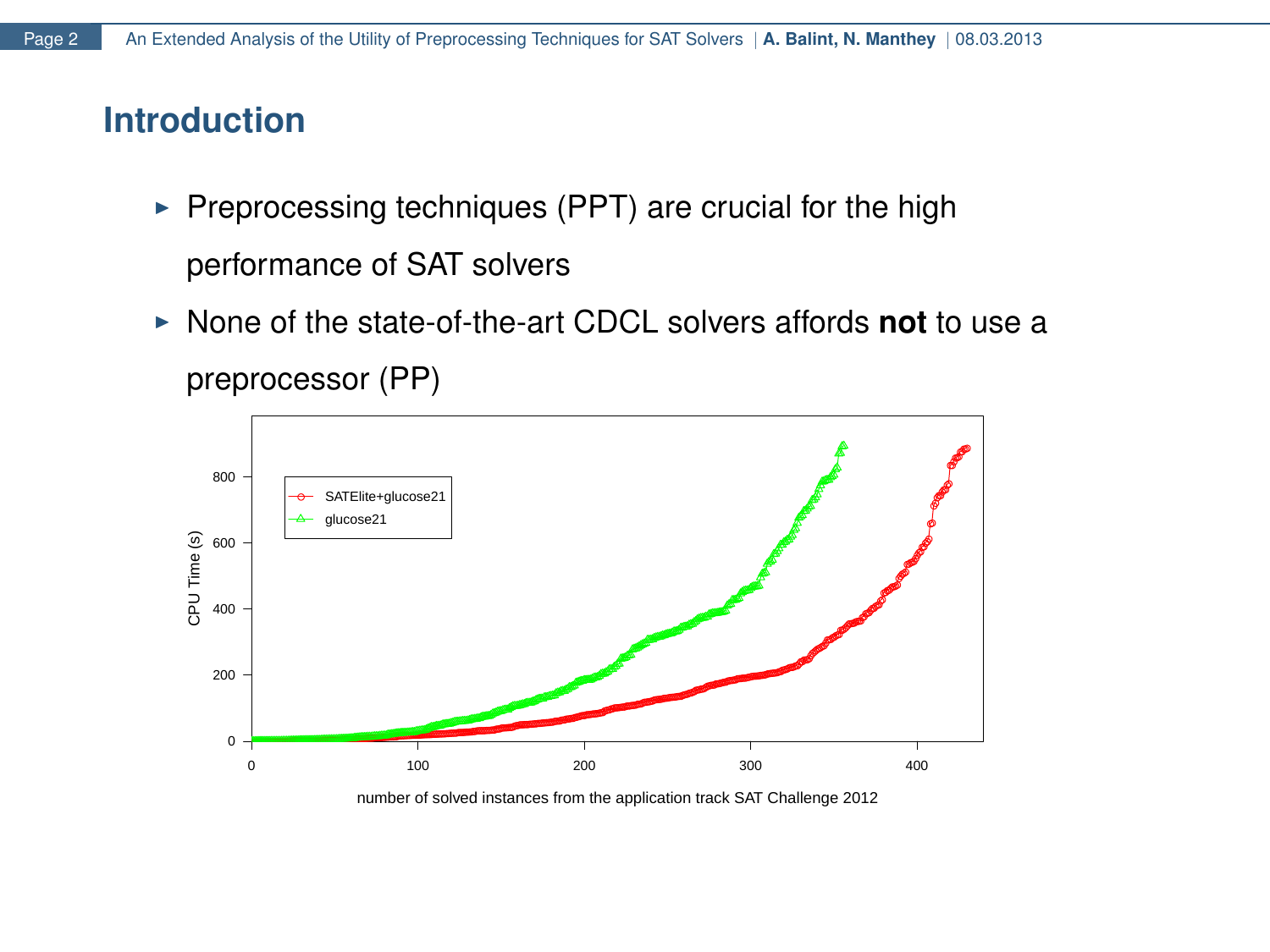## Introduction

- Preprocessing techniques (PPT) are crucial for the high performance of SAT solvers
- None of the state-of-the-art CDCL solvers affords **not** to use a preprocessor (PP)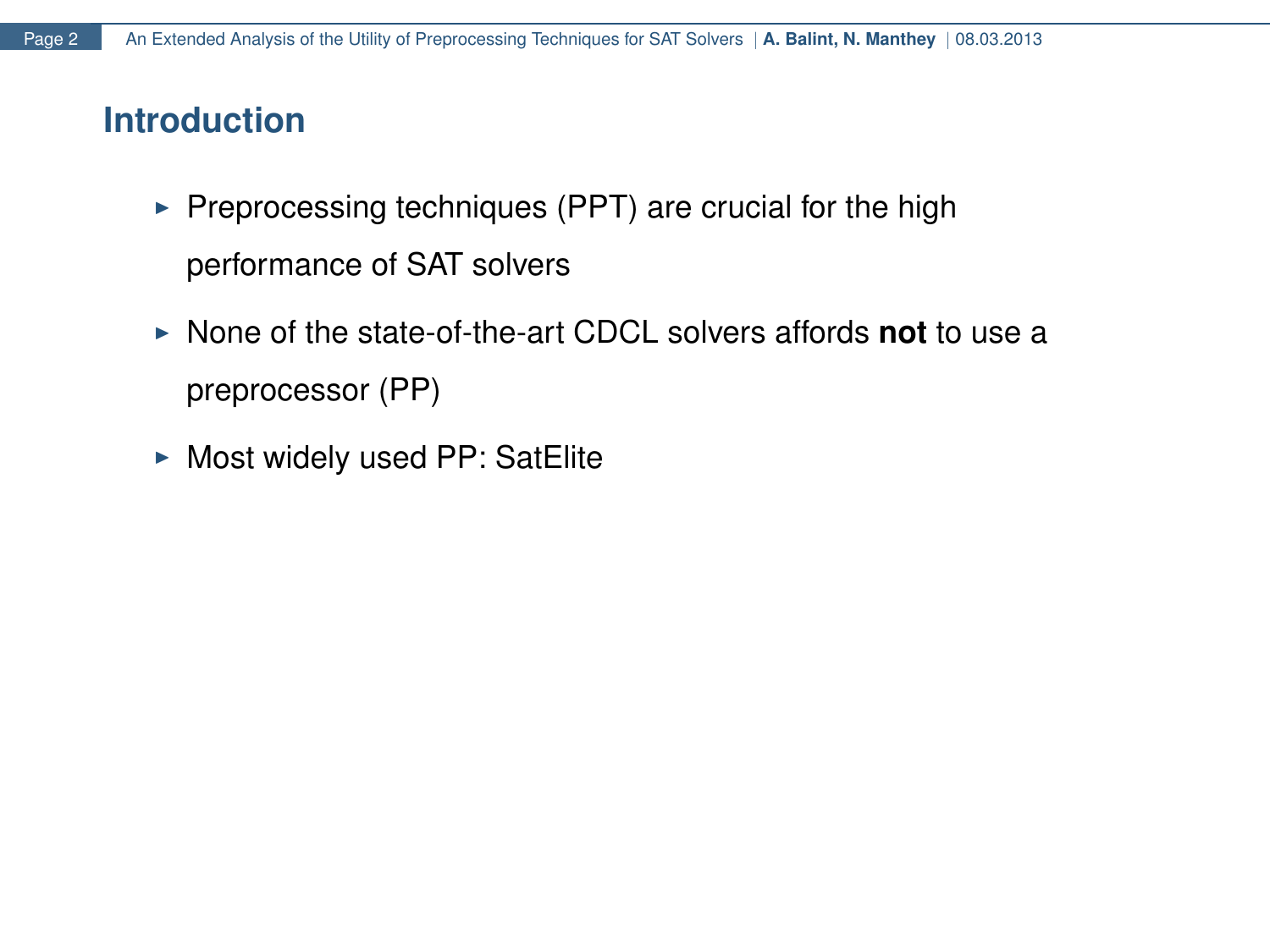## Introduction

- Preprocessing techniques (PPT) are crucial for the high performance of SAT solvers
- None of the state-of-the-art CDCL solvers affords **not** to use a preprocessor (PP)
- Most widely used PP: SatElite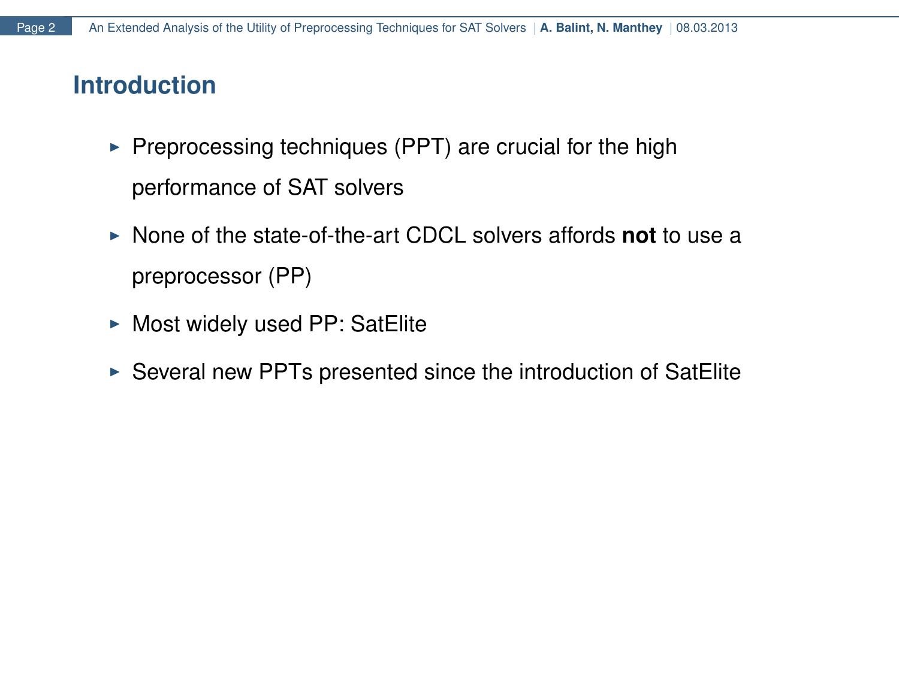## Introduction

- Preprocessing techniques (PPT) are crucial for the high performance of SAT solvers
- None of the state-of-the-art CDCL solvers affords **not** to use a preprocessor (PP)
- Most widely used PP: SatElite
- Several new PPTs presented since the introduction of SatElite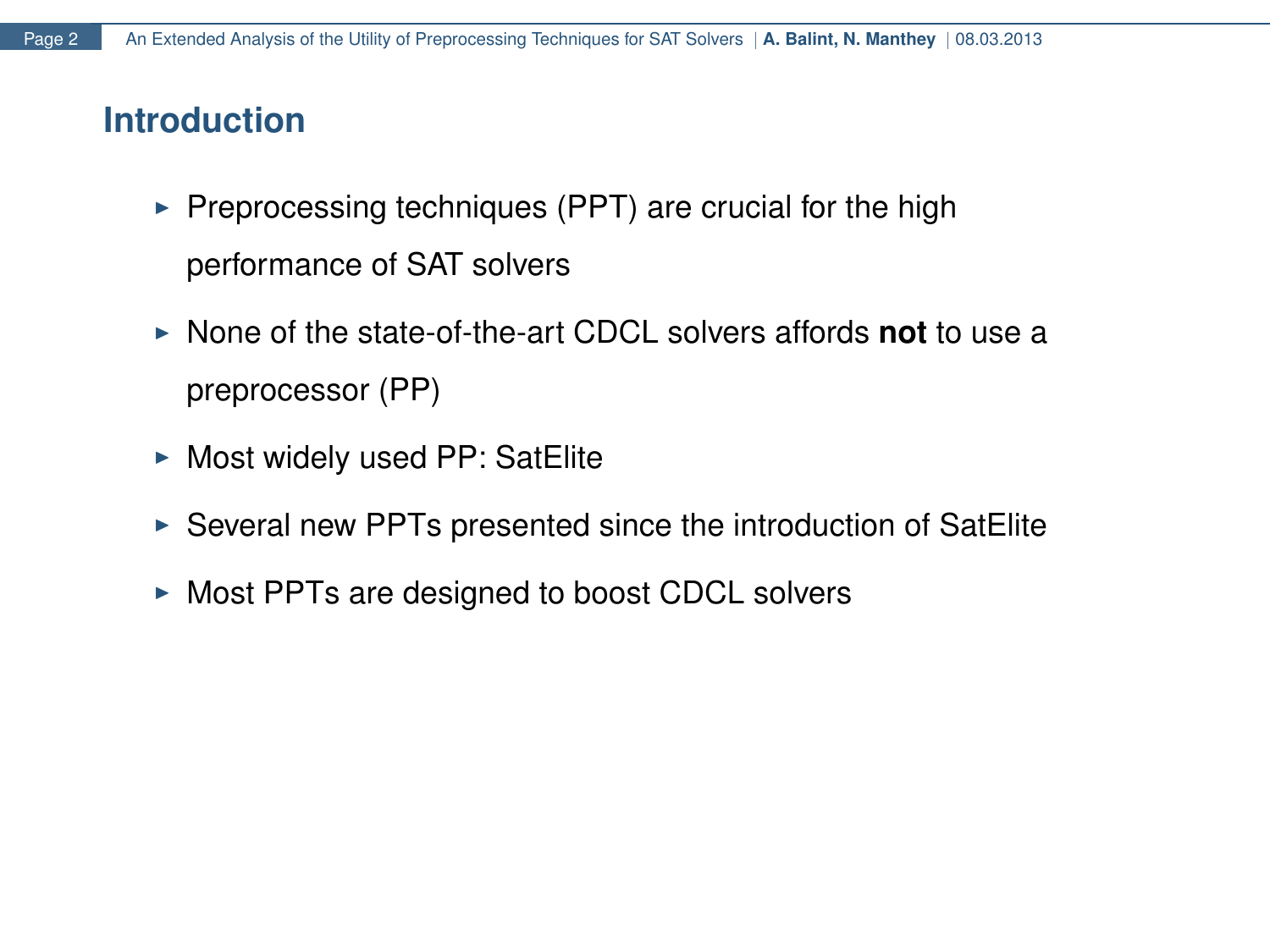## Introduction

- Preprocessing techniques (PPT) are crucial for the high performance of SAT solvers
- None of the state-of-the-art CDCL solvers affords **not** to use a preprocessor (PP)
- Most widely used PP: SatElite
- Several new PPTs presented since the introduction of SatElite
- Most PPTs are designed to boost CDCL solvers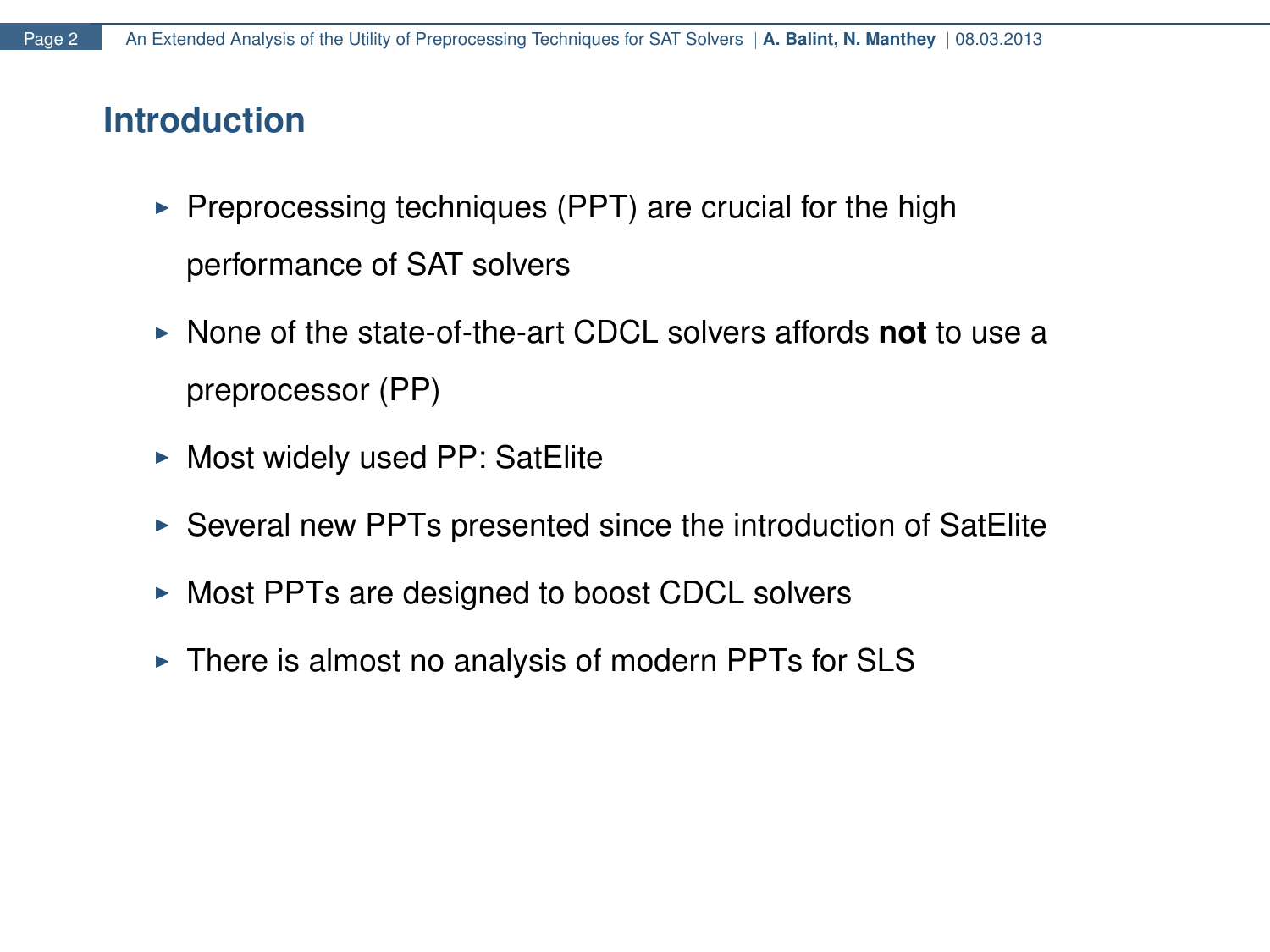## Introduction

- Preprocessing techniques (PPT) are crucial for the high performance of SAT solvers
- None of the state-of-the-art CDCL solvers affords **not** to use a preprocessor (PP)
- Most widely used PP: SatElite
- Several new PPTs presented since the introduction of SatElite
- Most PPTs are designed to boost CDCL solvers
- There is almost no analysis of modern PPTs for SLS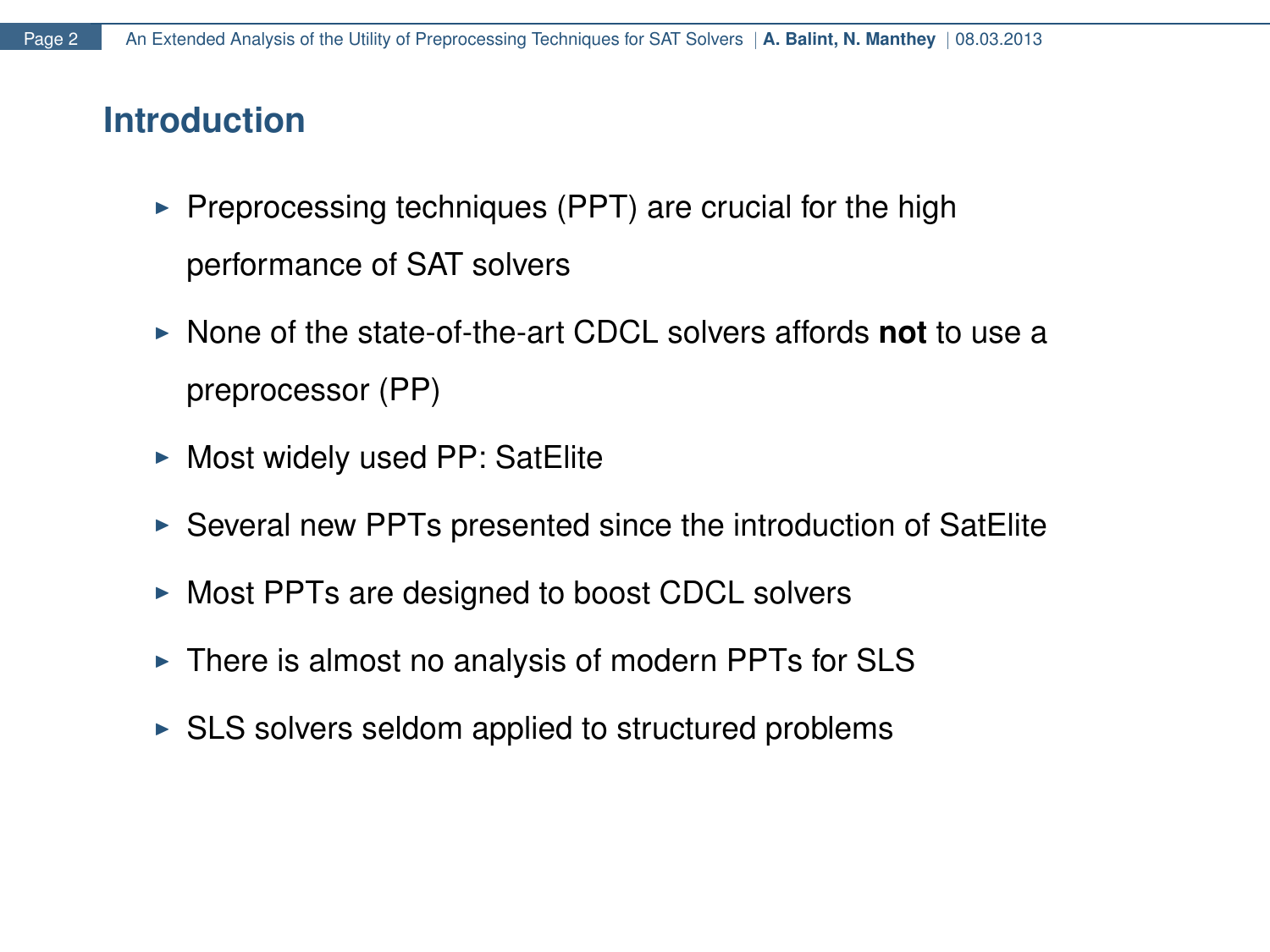# Introduction

- Preprocessing techniques (PPT) are crucial for the high performance of SAT solvers
- None of the state-of-the-art CDCL solvers affords **not** to use a preprocessor (PP)
- Most widely used PP: SatElite
- Several new PPTs presented since the introduction of SatElite
- Most PPTs are designed to boost CDCL solvers
- There is almost no analysis of modern PPTs for SLS
- SLS solvers seldom applied to structured problems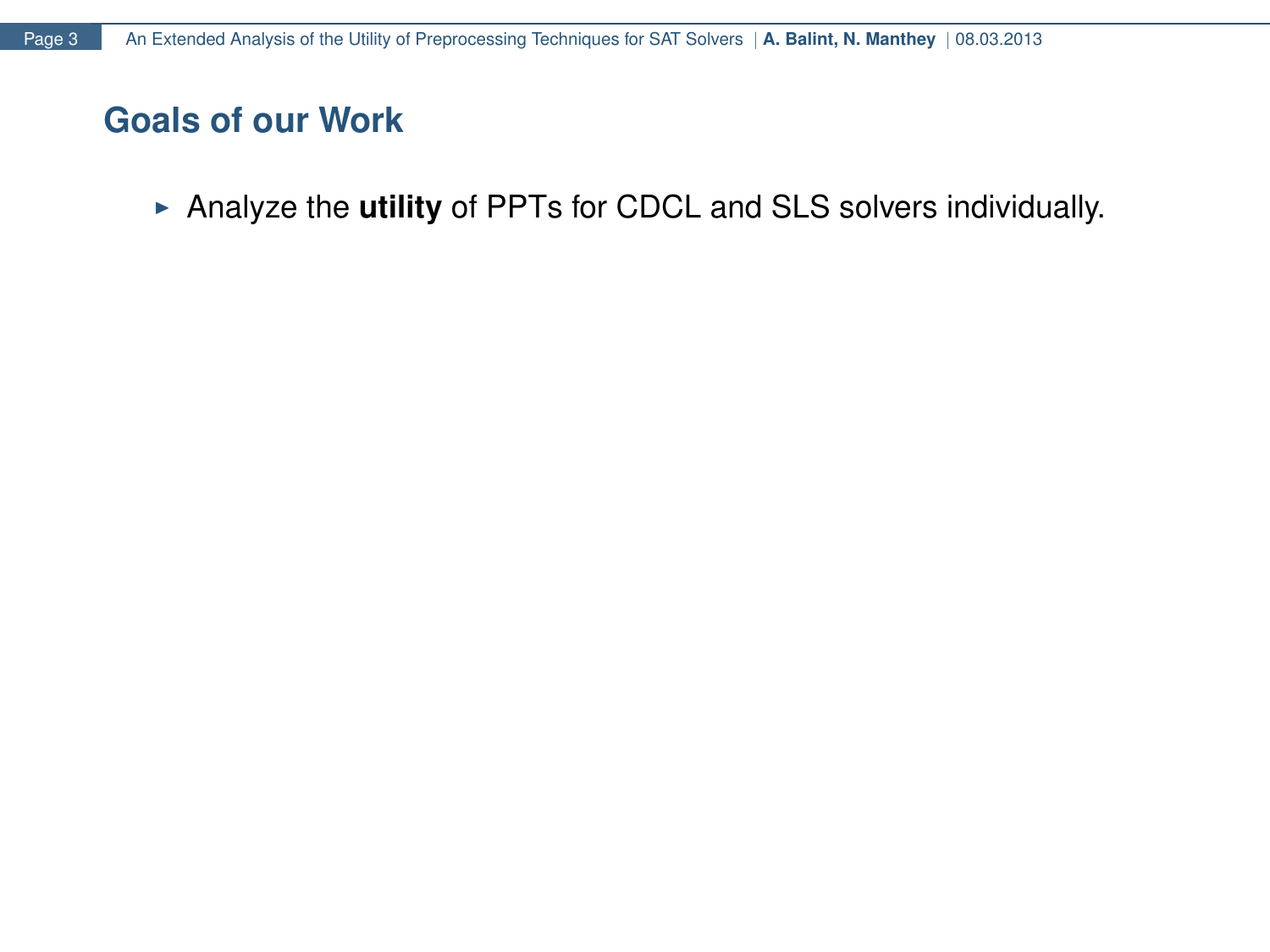## Goals of our Work

- Analyze the **utility** of PPTs for CDCL and SLS solvers individually.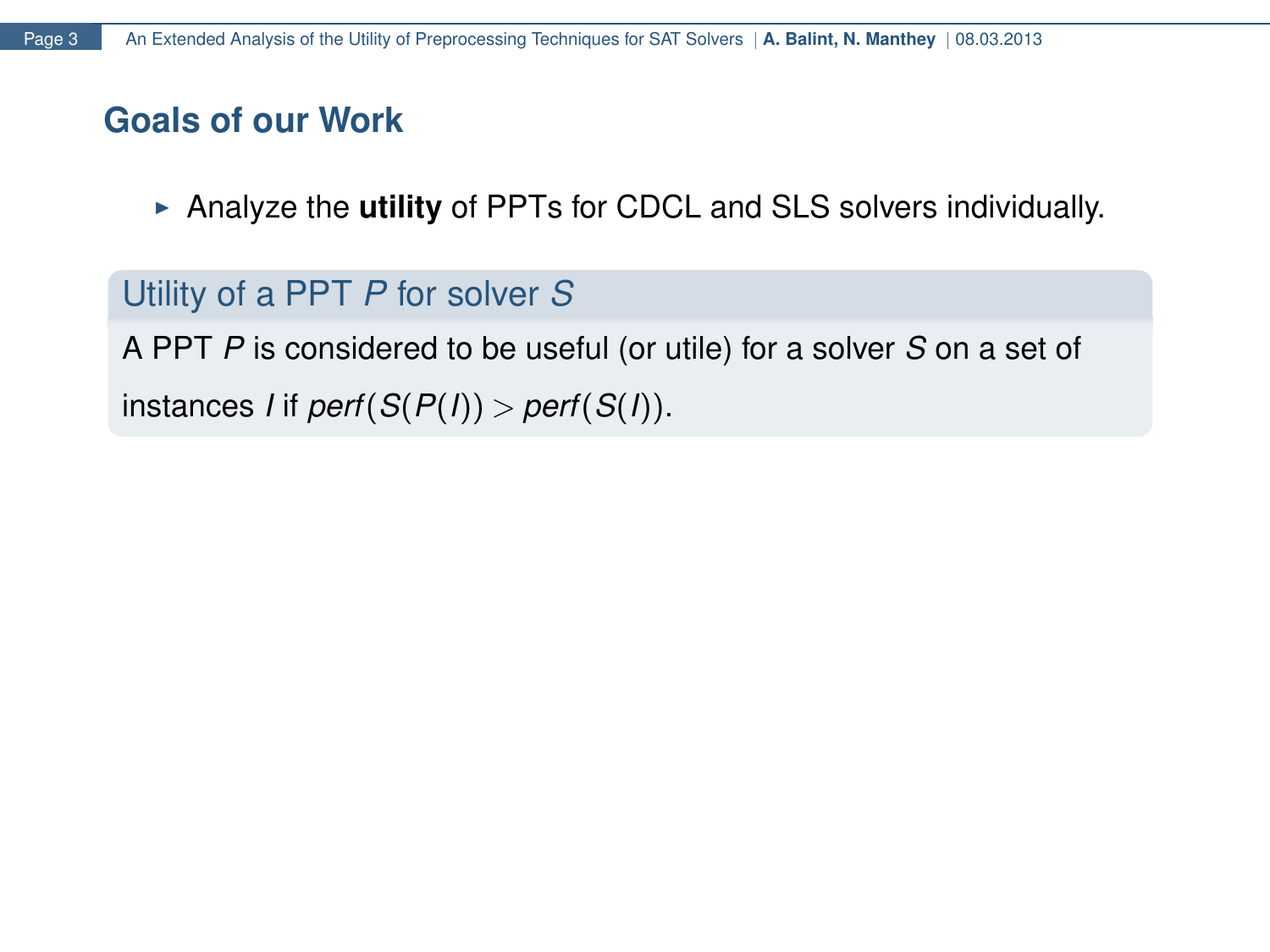# Goals of our Work

- Analyze the **utility** of PPTs for CDCL and SLS solvers individually.

**Utility of a PPT $P$ for solver $S$**

A PPT $P$ is considered to be useful (or utile) for a solver $S$ on a set of instances $I$ if $perf(S(P(I)) > perf(S(I))$.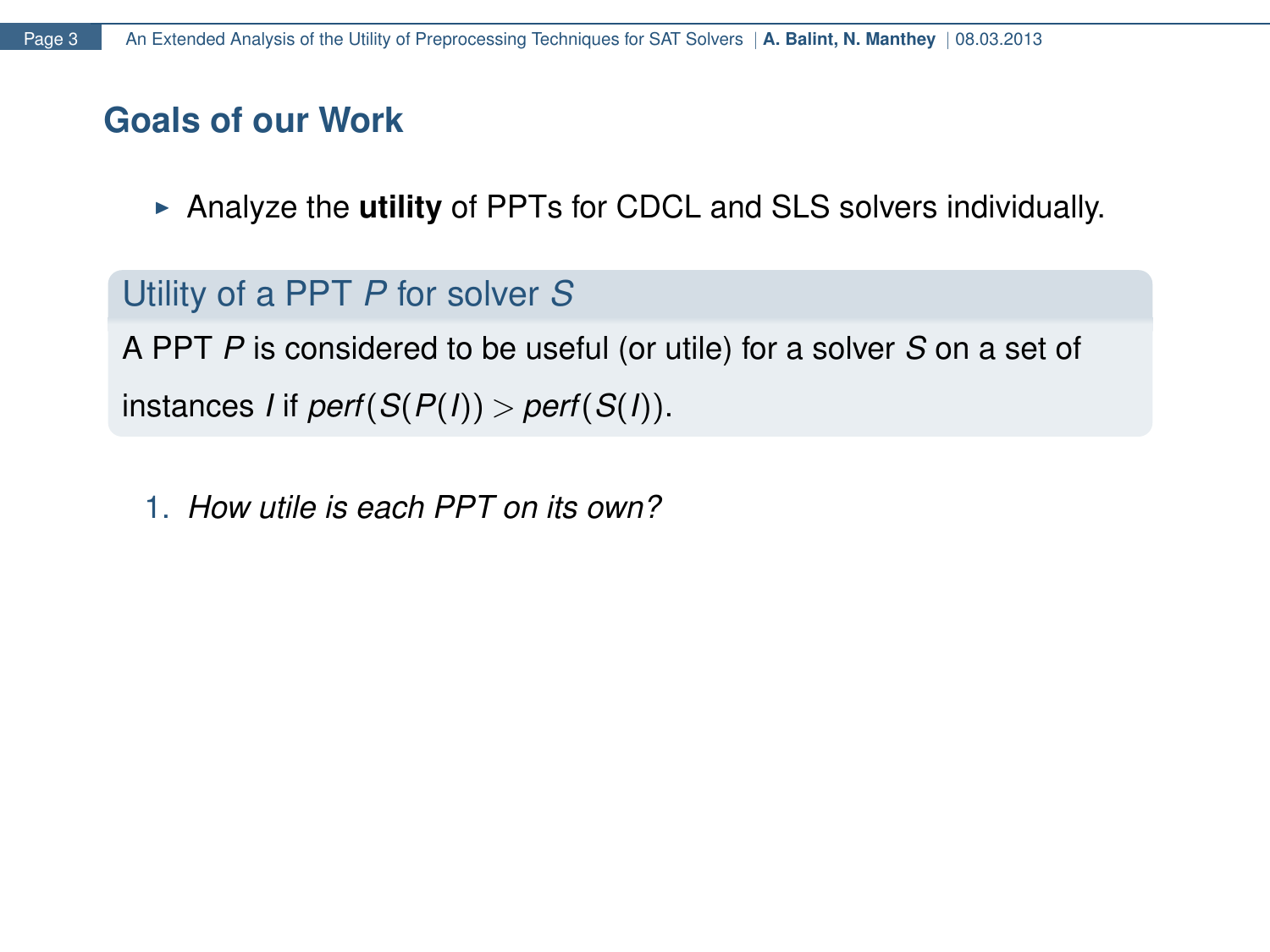## Goals of our Work

- Analyze the **utility** of PPTs for CDCL and SLS solvers individually.

**Utility of a PPT $P$ for solver $S$**

A PPT $P$ is considered to be useful (or utile) for a solver $S$ on a set of instances $I$ if $perf(S(P(I))) > perf(S(I))$.

1. *How utile is each PPT on its own?*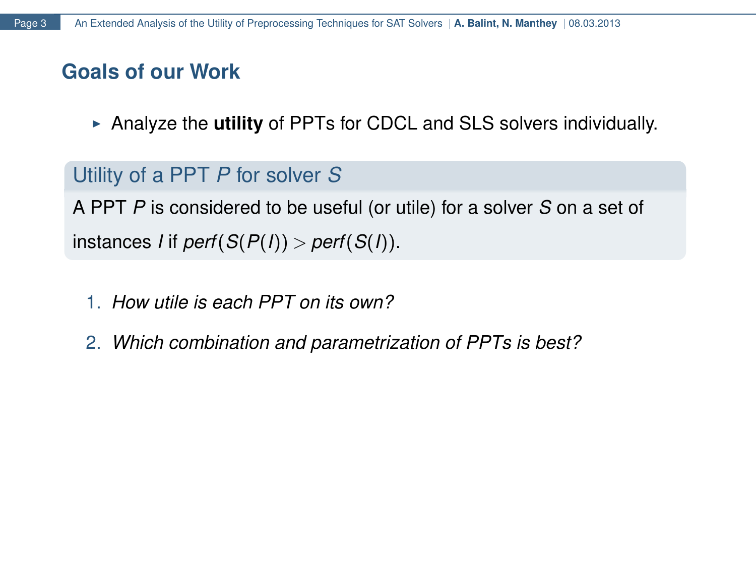## Goals of our Work

- Analyze the **utility** of PPTs for CDCL and SLS solvers individually.

**Utility of a PPT $P$ for solver $S$**

A PPT $P$ is considered to be useful (or utile) for a solver $S$ on a set of instances $I$ if $perf(S(P(I))) > perf(S(I))$.

1. *How utile is each PPT on its own?*
2. *Which combination and parametrization of PPTs is best?*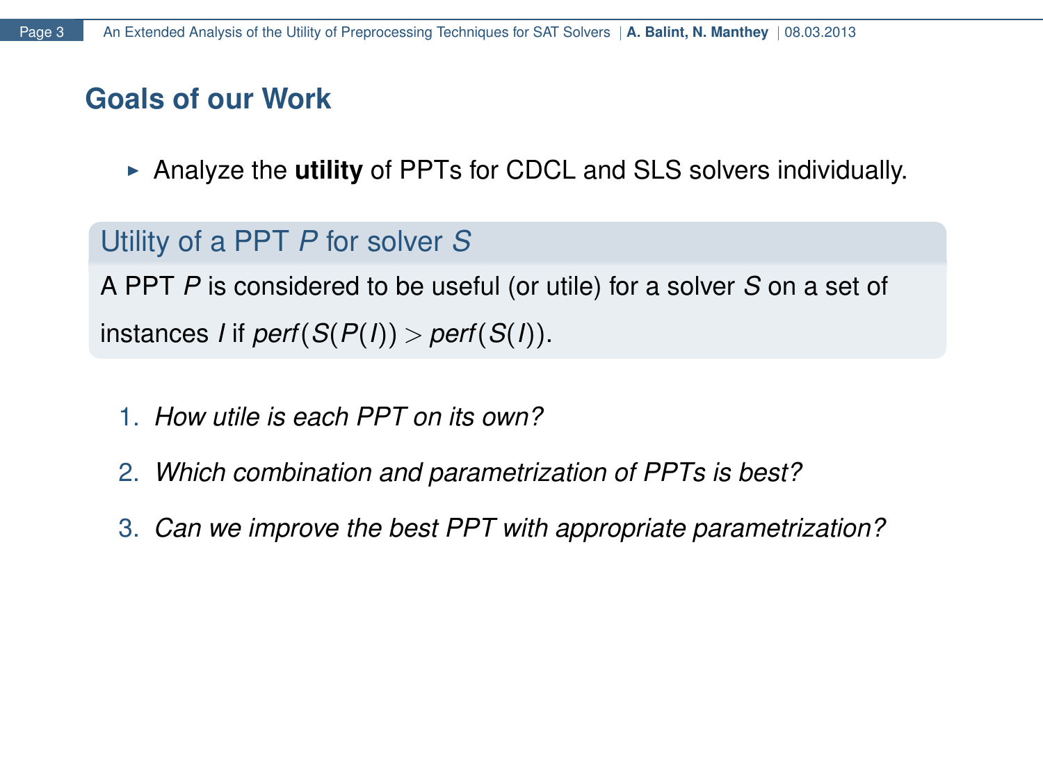## Goals of our Work

- Analyze the **utility** of PPTs for CDCL and SLS solvers individually.

**Utility of a PPT $P$ for solver $S$**

A PPT $P$ is considered to be useful (or utile) for a solver $S$ on a set of instances $I$ if $perf(S(P(I))) > perf(S(I))$.

1. *How utile is each PPT on its own?*
2. *Which combination and parametrization of PPTs is best?*
3. *Can we improve the best PPT with appropriate parametrization?*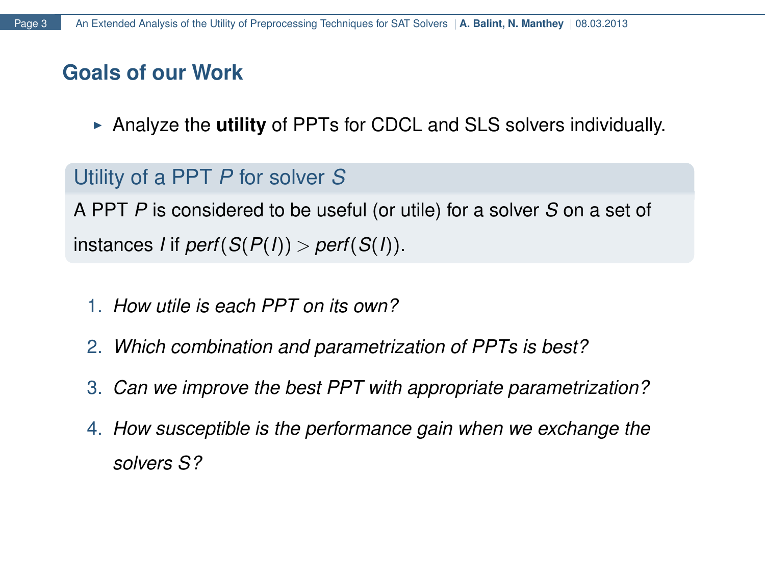## Goals of our Work

- Analyze the **utility** of PPTs for CDCL and SLS solvers individually.

**Utility of a PPT $P$ for solver $S$**

A PPT $P$ is considered to be useful (or utile) for a solver $S$ on a set of instances $I$ if $perf(S(P(I)) > perf(S(I))$.

1. *How utile is each PPT on its own?*
2. *Which combination and parametrization of PPTs is best?*
3. *Can we improve the best PPT with appropriate parametrization?*
4. *How susceptible is the performance gain when we exchange the solvers $S$?*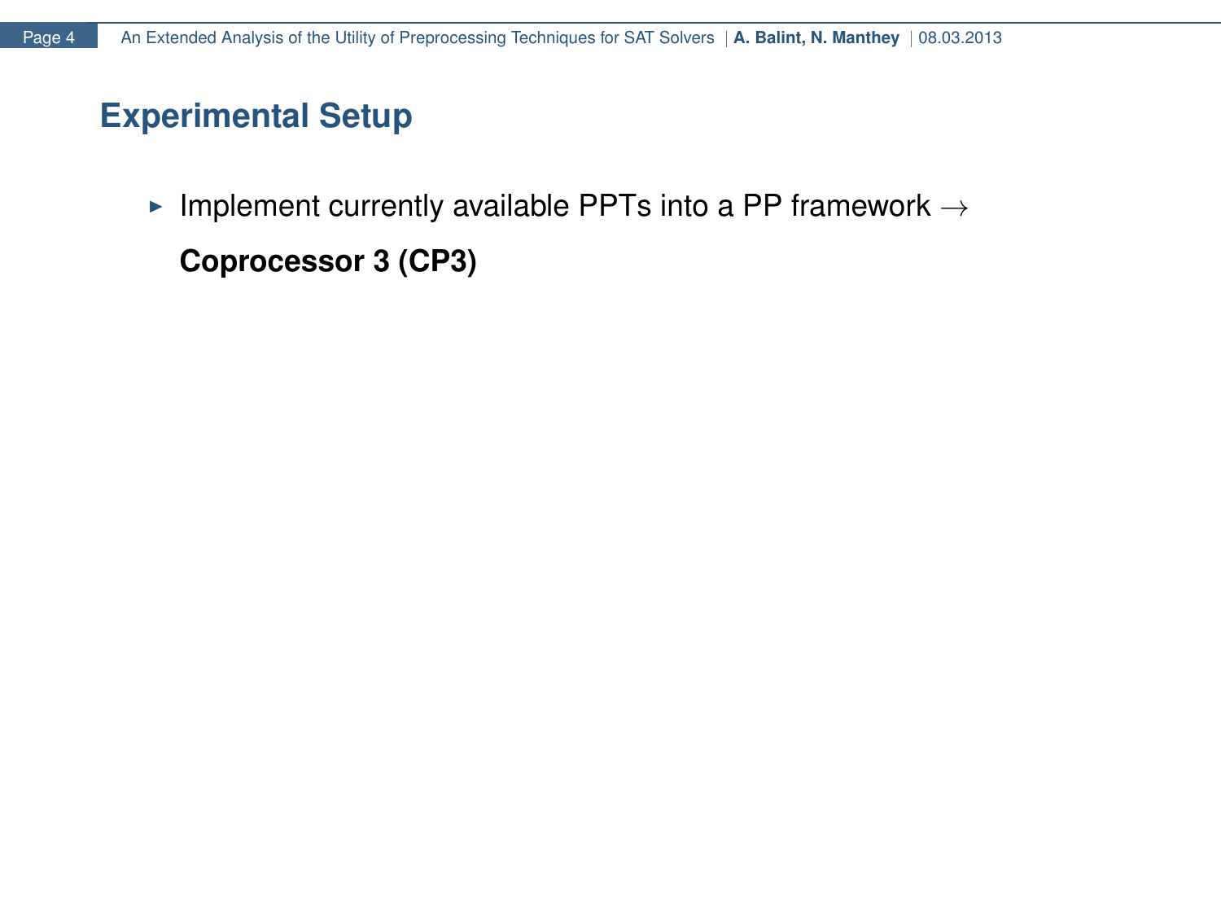## Experimental Setup

- Implement currently available PPTs into a PP framework $\rightarrow$ **Coprocessor 3 (CP3)**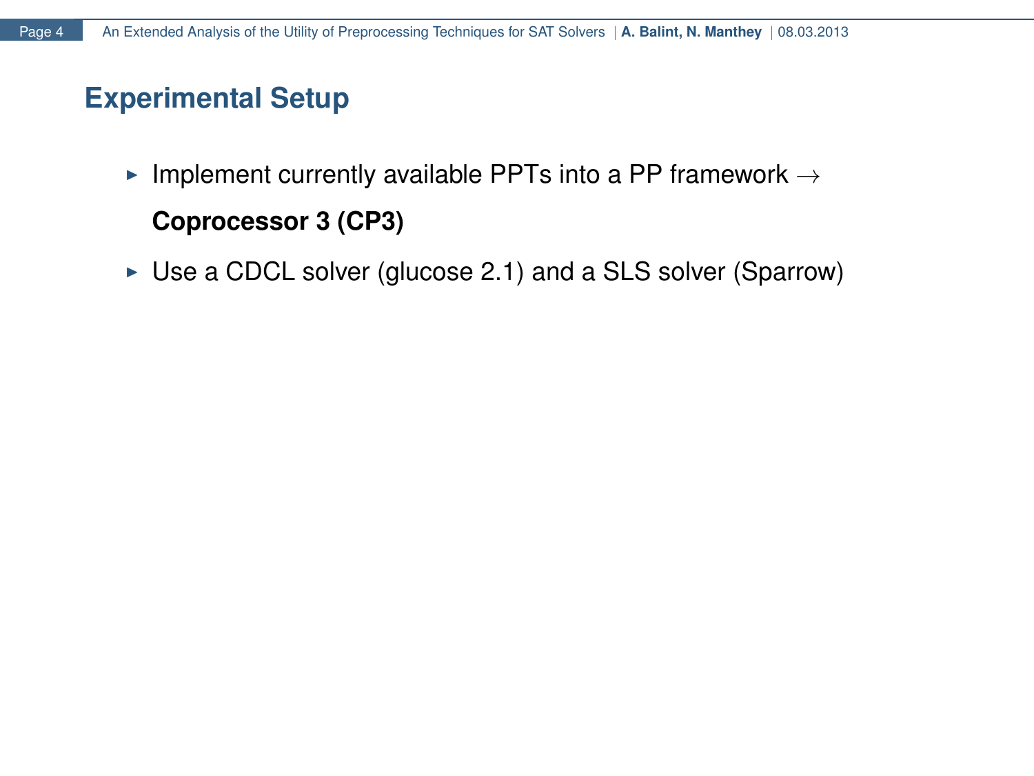## Experimental Setup

- Implement currently available PPTs into a PP framework $\rightarrow$ **Coprocessor 3 (CP3)**
- Use a CDCL solver (glucose 2.1) and a SLS solver (Sparrow)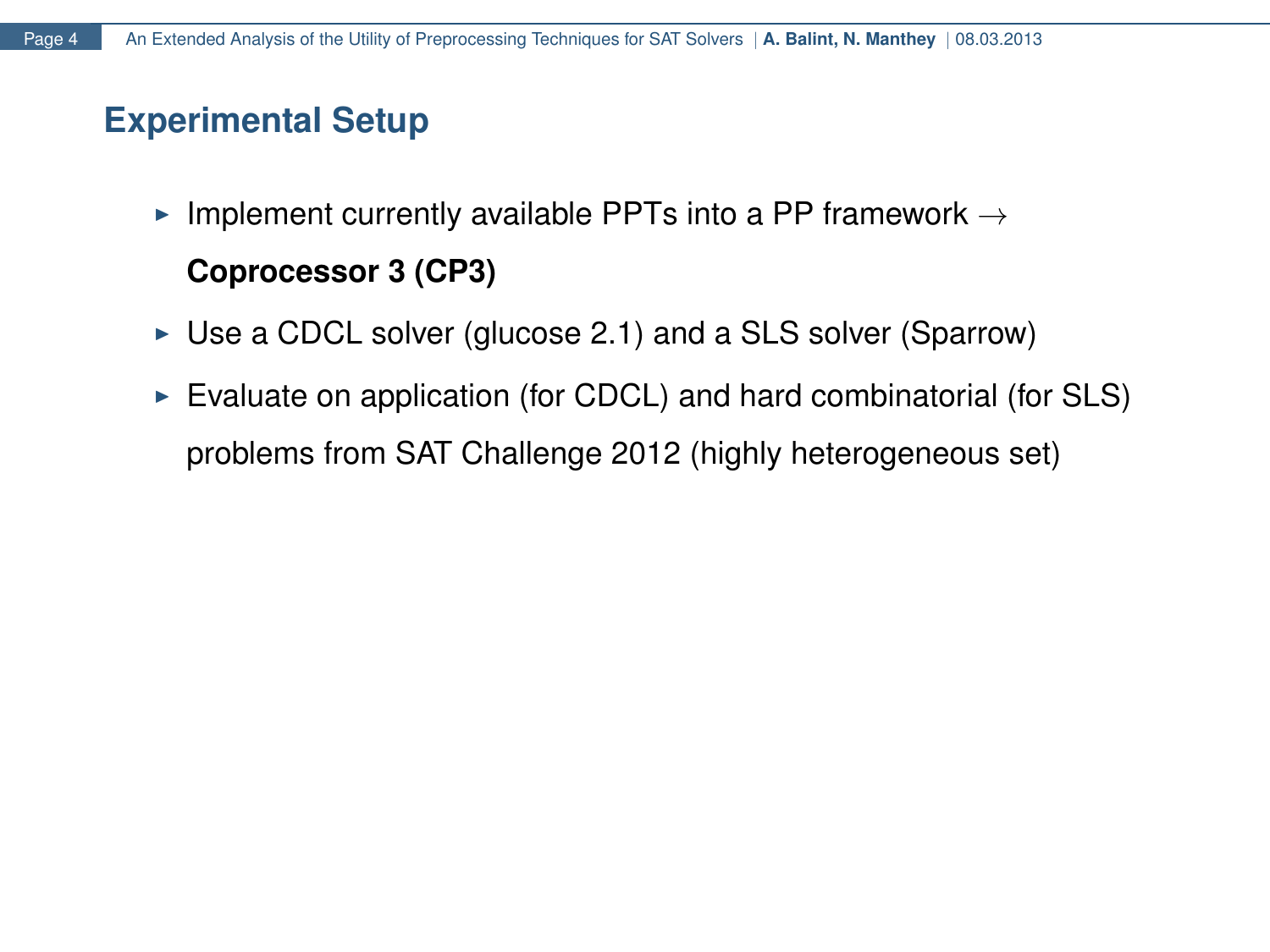## Experimental Setup

- Implement currently available PPTs into a PP framework → **Coprocessor 3 (CP3)**
- Use a CDCL solver (glucose 2.1) and a SLS solver (Sparrow)
- Evaluate on application (for CDCL) and hard combinatorial (for SLS) problems from SAT Challenge 2012 (highly heterogeneous set)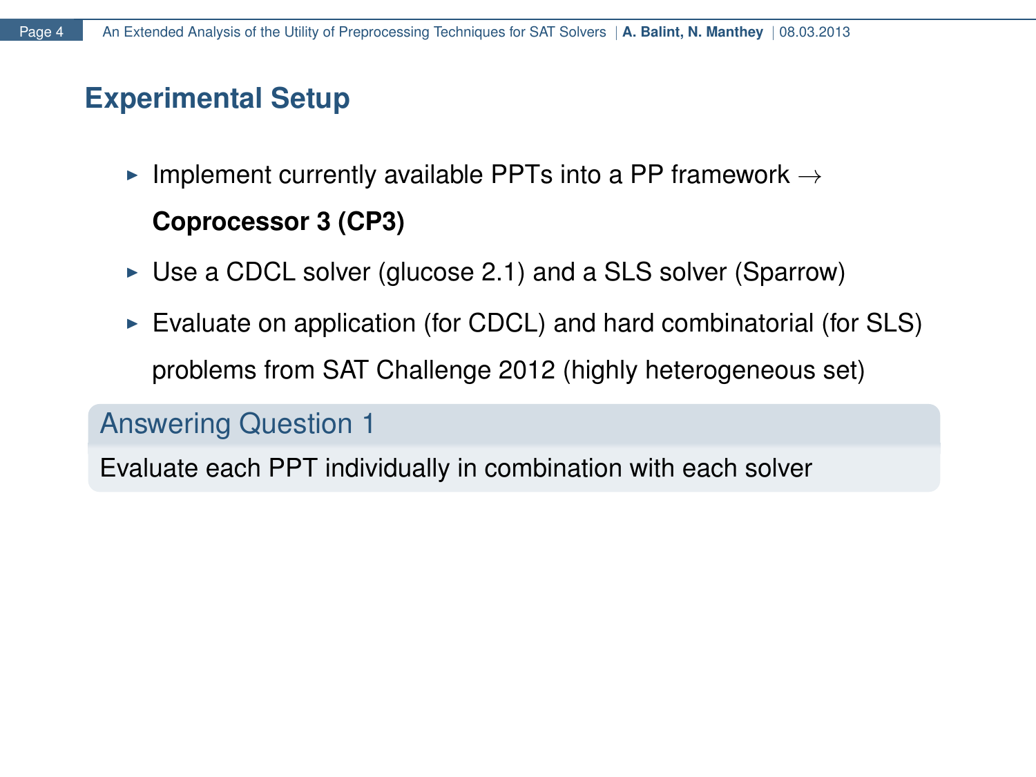## Experimental Setup

- Implement currently available PPTs into a PP framework → **Coprocessor 3 (CP3)**
- Use a CDCL solver (glucose 2.1) and a SLS solver (Sparrow)
- Evaluate on application (for CDCL) and hard combinatorial (for SLS) problems from SAT Challenge 2012 (highly heterogeneous set)

### Answering Question 1

Evaluate each PPT individually in combination with each solver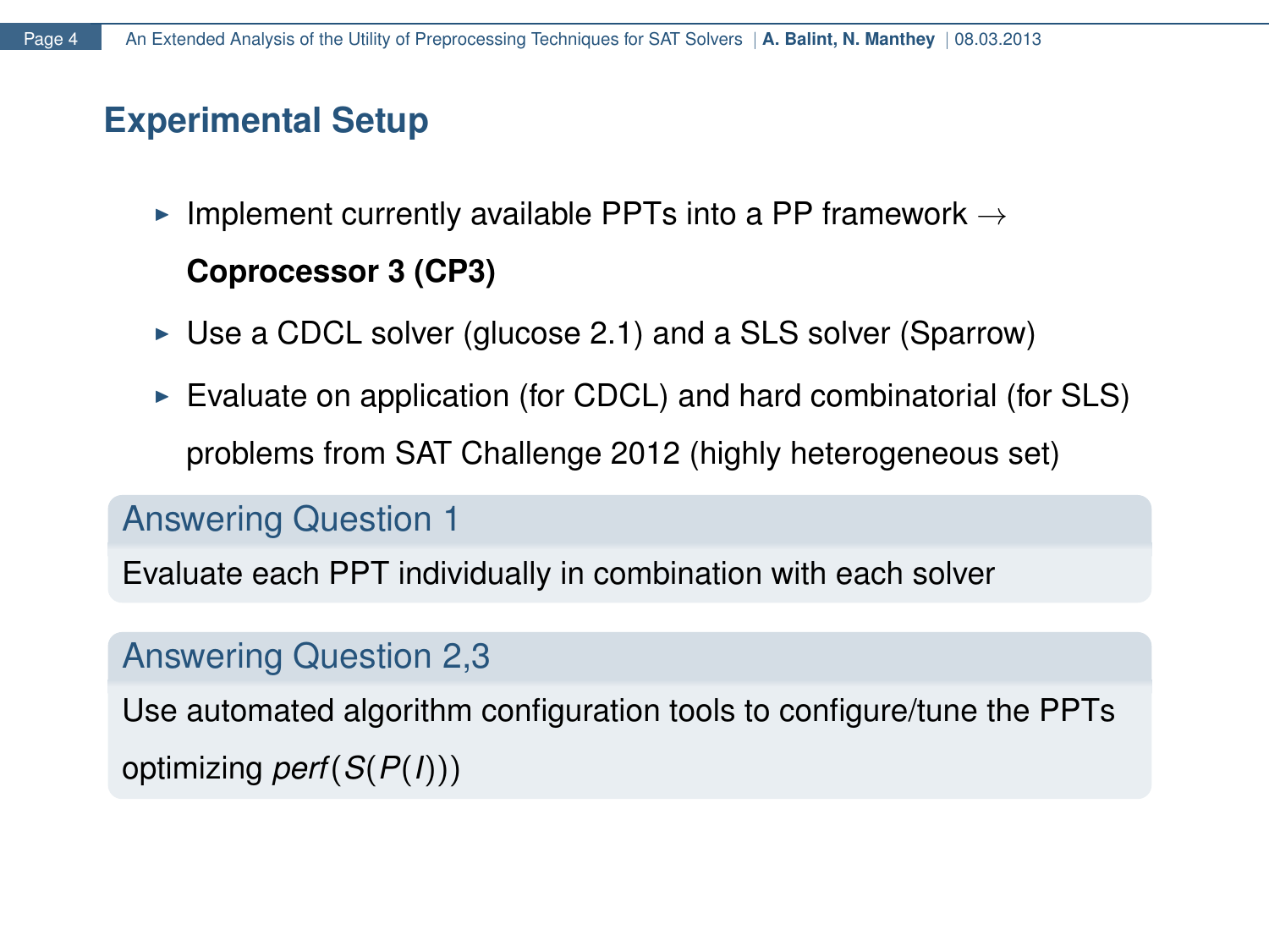## Experimental Setup

- Implement currently available PPTs into a PP framework $\rightarrow$ **Coprocessor 3 (CP3)**
- Use a CDCL solver (glucose 2.1) and a SLS solver (Sparrow)
- Evaluate on application (for CDCL) and hard combinatorial (for SLS) problems from SAT Challenge 2012 (highly heterogeneous set)

### Answering Question 1

Evaluate each PPT individually in combination with each solver

### Answering Question 2,3

Use automated algorithm configuration tools to configure/tune the PPTs optimizing $\mathit{perf}(S(P(I)))$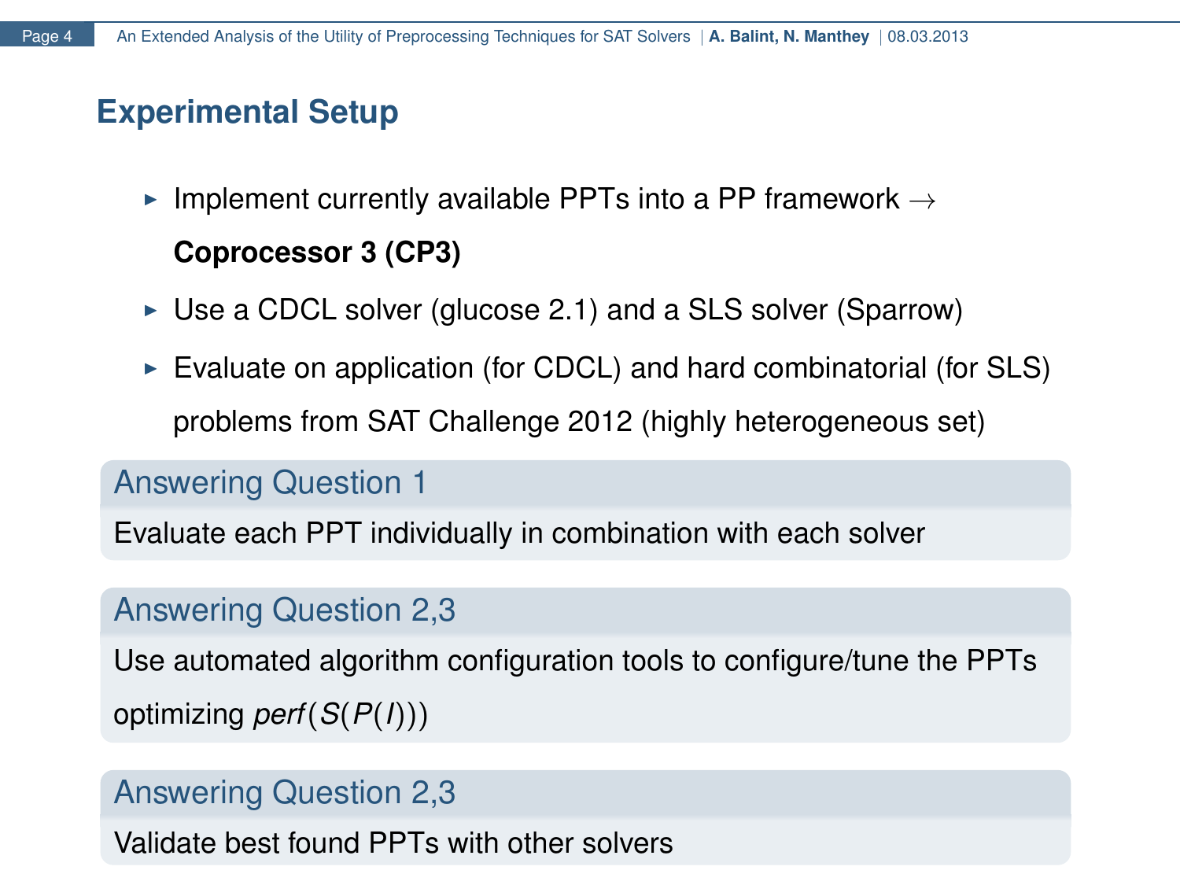# Experimental Setup

- Implement currently available PPTs into a PP framework $\rightarrow$ **Coprocessor 3 (CP3)**
- Use a CDCL solver (glucose 2.1) and a SLS solver (Sparrow)
- Evaluate on application (for CDCL) and hard combinatorial (for SLS) problems from SAT Challenge 2012 (highly heterogeneous set)

### Answering Question 1

Evaluate each PPT individually in combination with each solver

### Answering Question 2,3

Use automated algorithm configuration tools to configure/tune the PPTs optimizing $perf(S(P(I)))$

### Answering Question 2,3

Validate best found PPTs with other solvers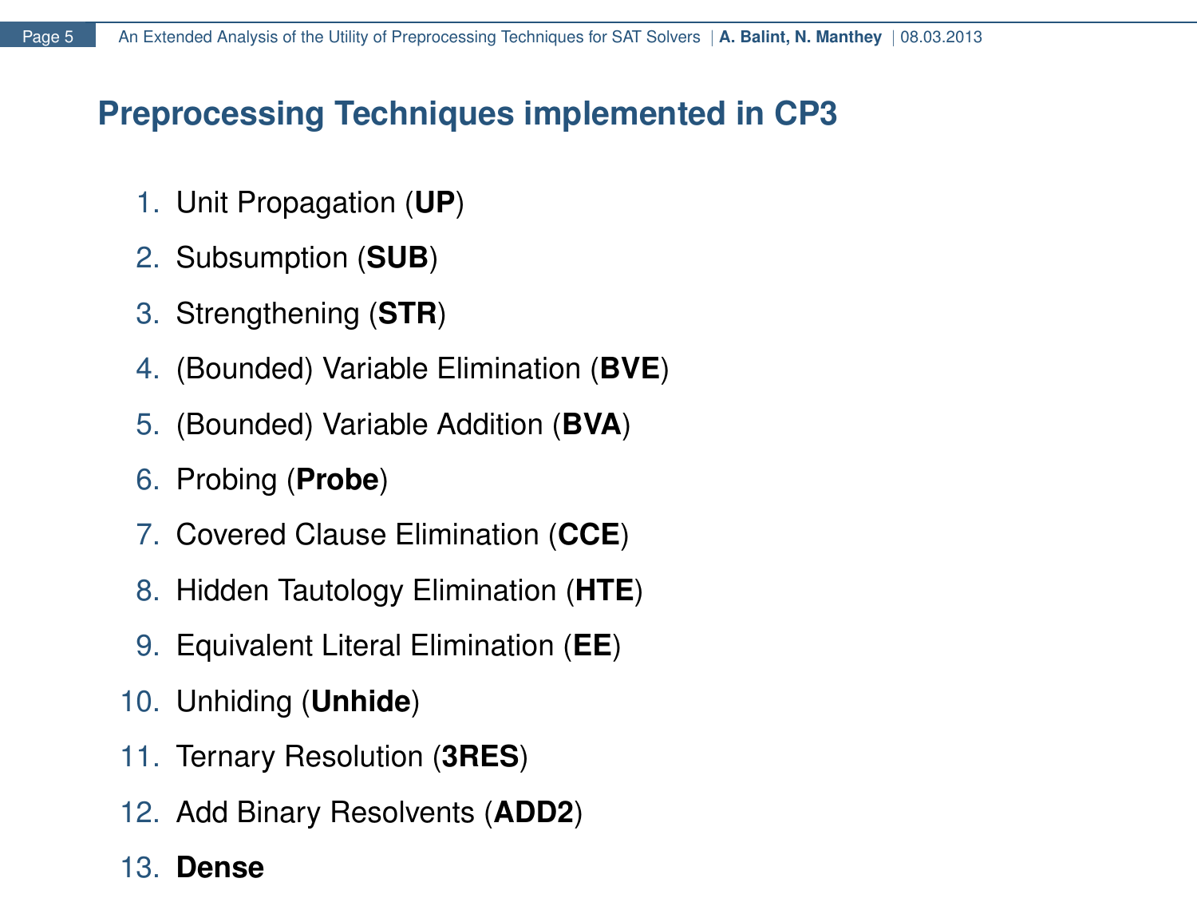# Preprocessing Techniques implemented in CP3

1. Unit Propagation (**UP**)
2. Subsumption (**SUB**)
3. Strengthening (**STR**)
4. (Bounded) Variable Elimination (**BVE**)
5. (Bounded) Variable Addition (**BVA**)
6. Probing (**Probe**)
7. Covered Clause Elimination (**CCE**)
8. Hidden Tautology Elimination (**HTE**)
9. Equivalent Literal Elimination (**EE**)
10. Unhiding (**Unhide**)
11. Ternary Resolution (**3RES**)
12. Add Binary Resolvents (**ADD2**)
13. **Dense**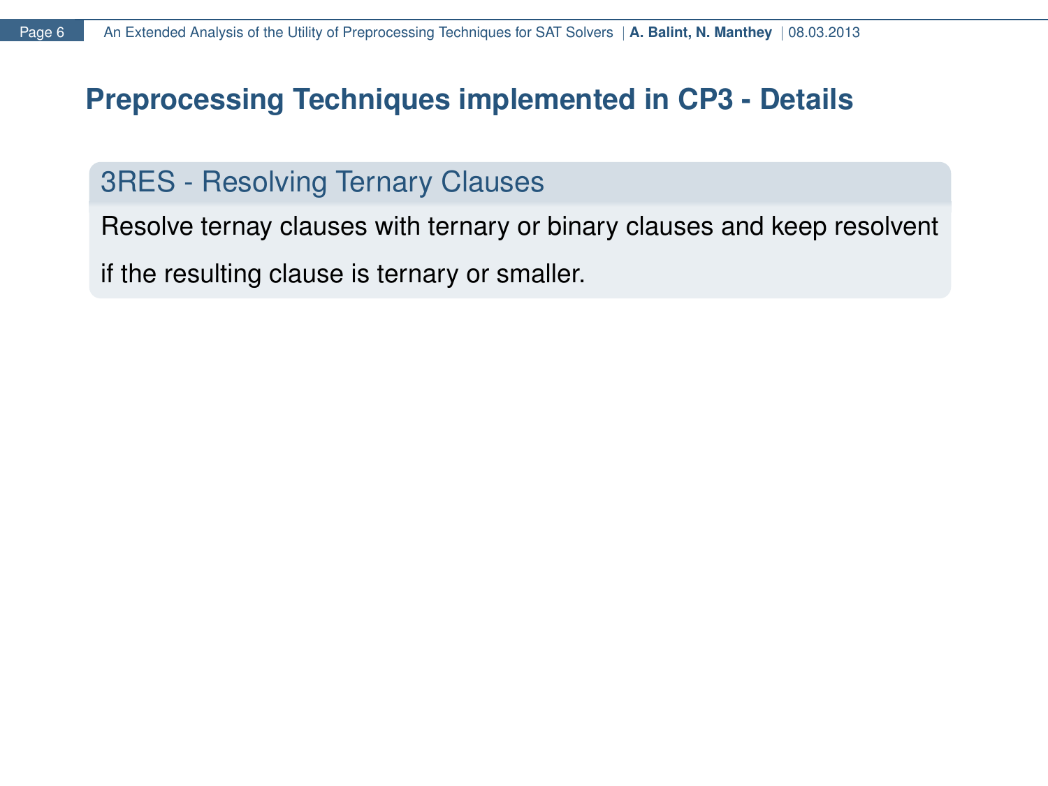# Preprocessing Techniques implemented in CP3 - Details

## 3RES - Resolving Ternary Clauses

Resolve ternay clauses with ternary or binary clauses and keep resolvent if the resulting clause is ternary or smaller.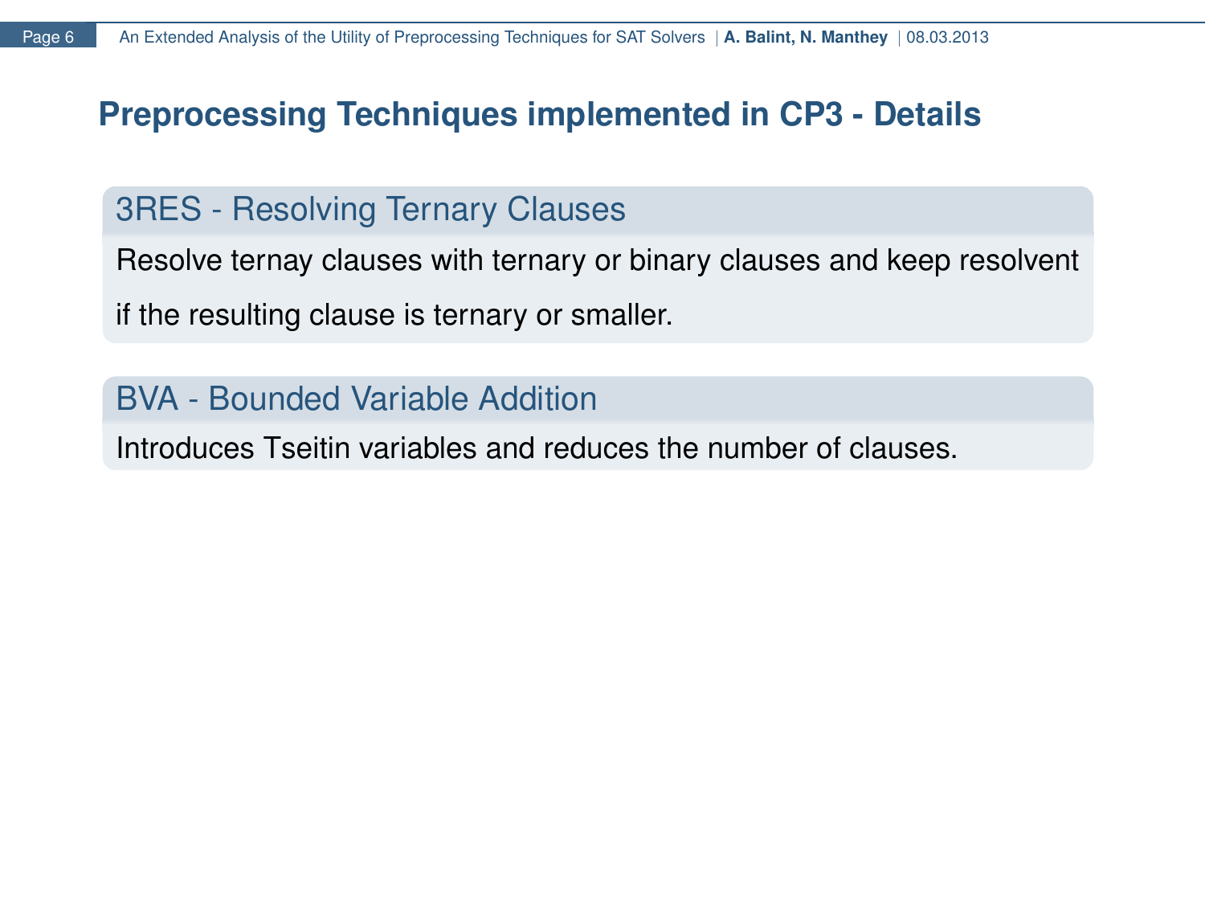# Preprocessing Techniques implemented in CP3 - Details

## 3RES - Resolving Ternary Clauses

Resolve ternay clauses with ternary or binary clauses and keep resolvent if the resulting clause is ternary or smaller.

## BVA - Bounded Variable Addition

Introduces Tseitin variables and reduces the number of clauses.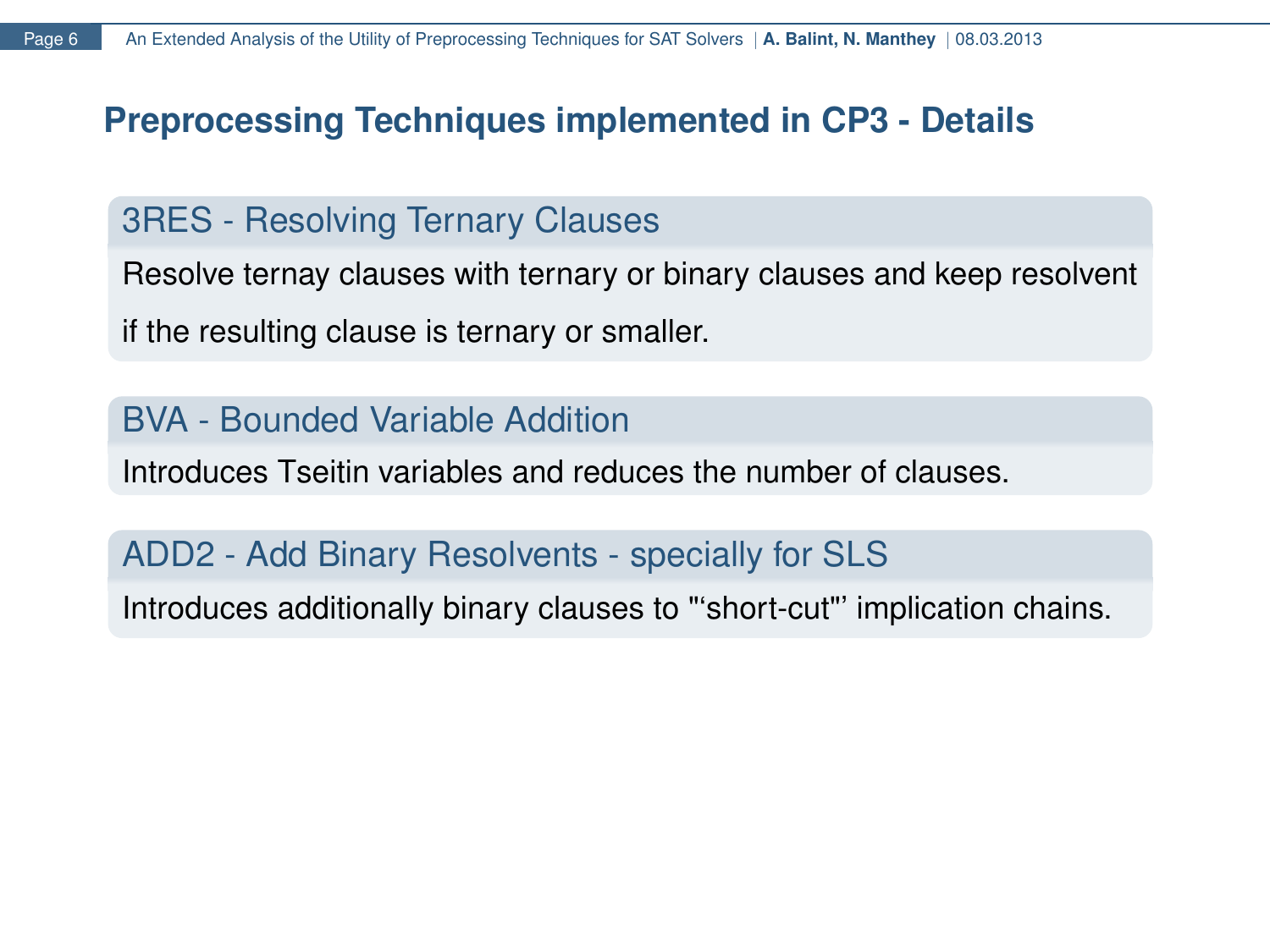# Preprocessing Techniques implemented in CP3 - Details

### 3RES - Resolving Ternary Clauses

Resolve ternay clauses with ternary or binary clauses and keep resolvent if the resulting clause is ternary or smaller.

### BVA - Bounded Variable Addition

Introduces Tseitin variables and reduces the number of clauses.

### ADD2 - Add Binary Resolvents - specially for SLS

Introduces additionally binary clauses to "'short-cut"' implication chains.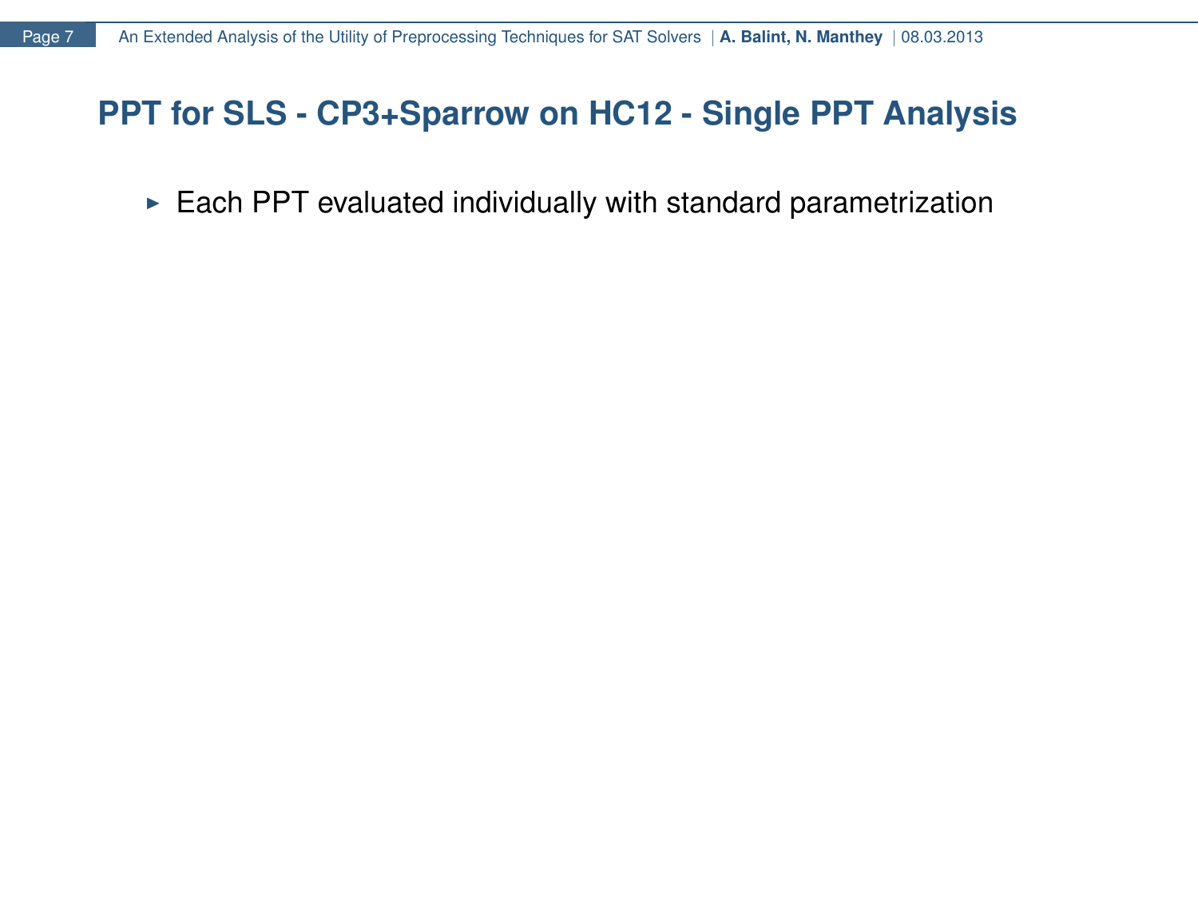# PPT for SLS - CP3+Sparrow on HC12 - Single PPT Analysis

- Each PPT evaluated individually with standard parametrization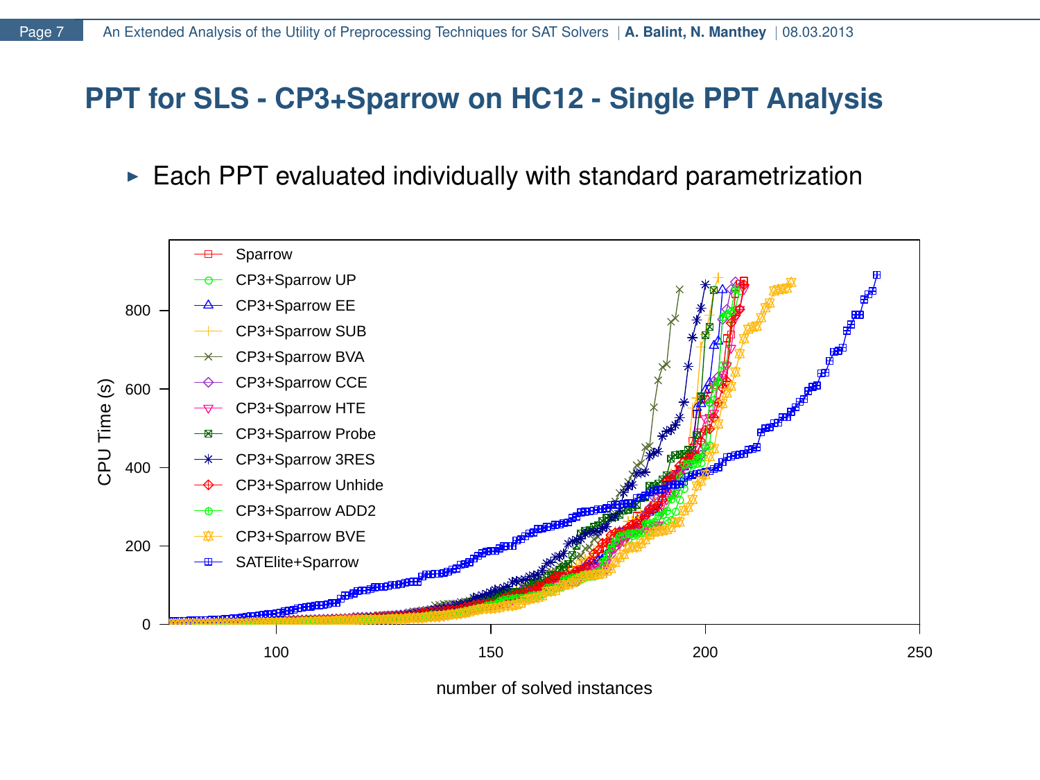# PPT for SLS - CP3+Sparrow on HC12 - Single PPT Analysis

- Each PPT evaluated individually with standard parametrization

Legend: Sparrow, CP3+Sparrow UP, CP3+Sparrow EE, CP3+Sparrow SUB, CP3+Sparrow BVA, CP3+Sparrow CCE, CP3+Sparrow HTE, CP3+Sparrow Probe, CP3+Sparrow 3RES, CP3+Sparrow Unhide, CP3+Sparrow ADD2, CP3+Sparrow BVE, SATElite+Sparrow

CPU Time (s)

number of solved instances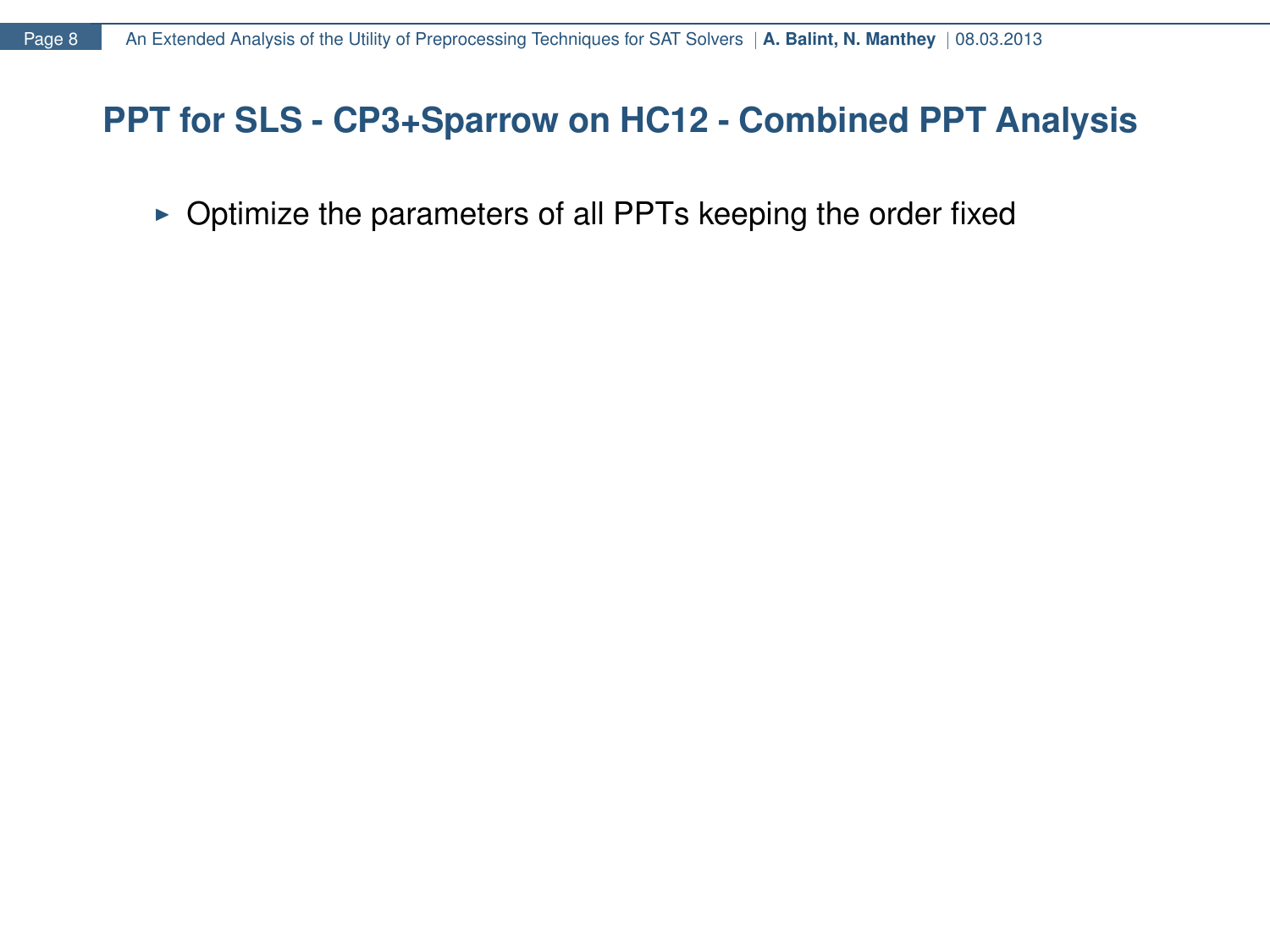## PPT for SLS - CP3+Sparrow on HC12 - Combined PPT Analysis

- Optimize the parameters of all PPTs keeping the order fixed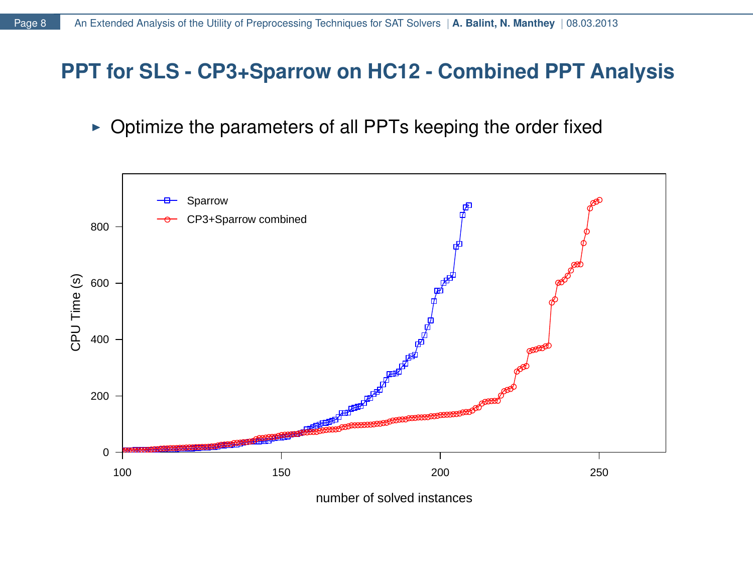## PPT for SLS - CP3+Sparrow on HC12 - Combined PPT Analysis

- Optimize the parameters of all PPTs keeping the order fixed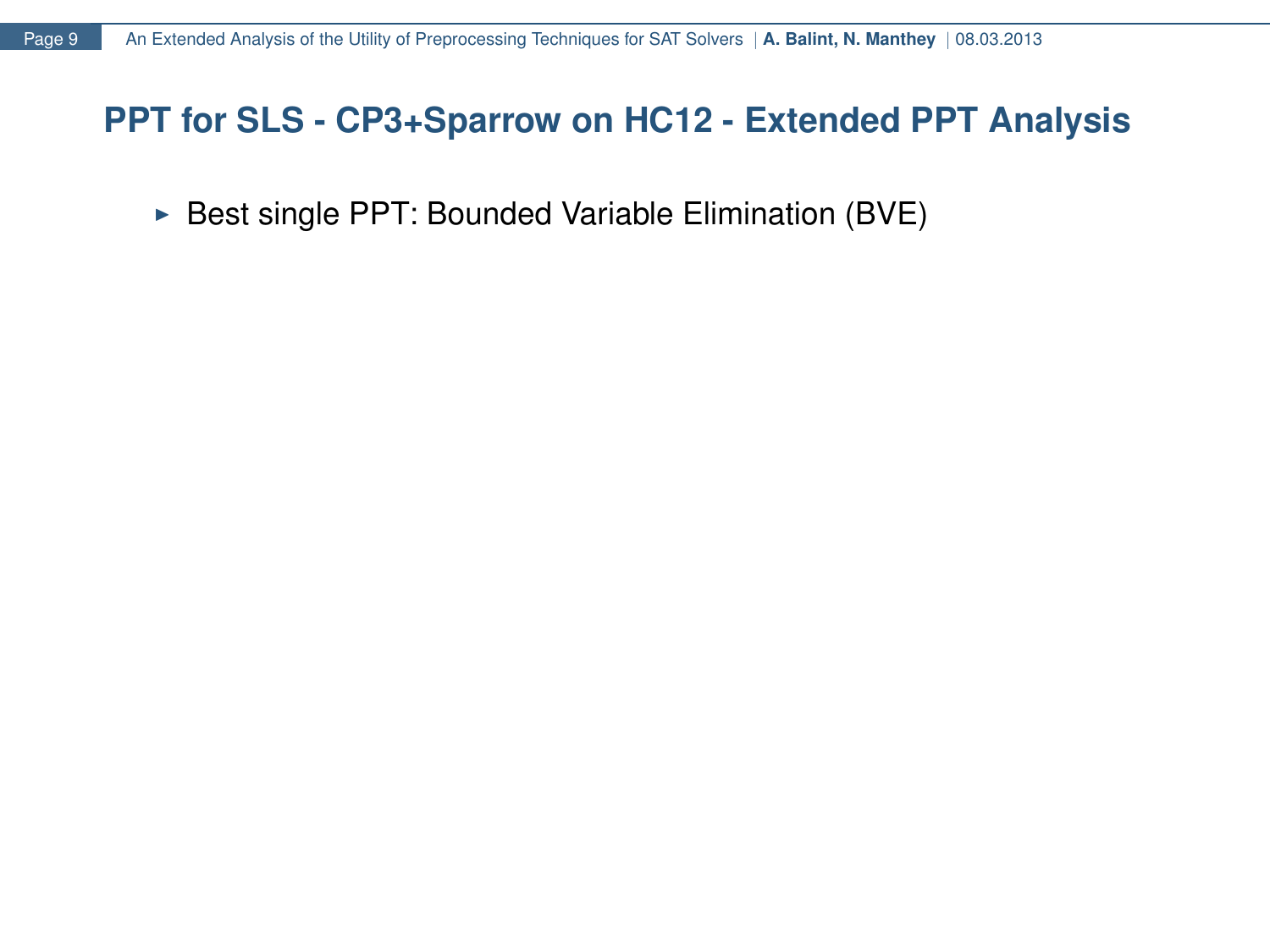# PPT for SLS - CP3+Sparrow on HC12 - Extended PPT Analysis

- Best single PPT: Bounded Variable Elimination (BVE)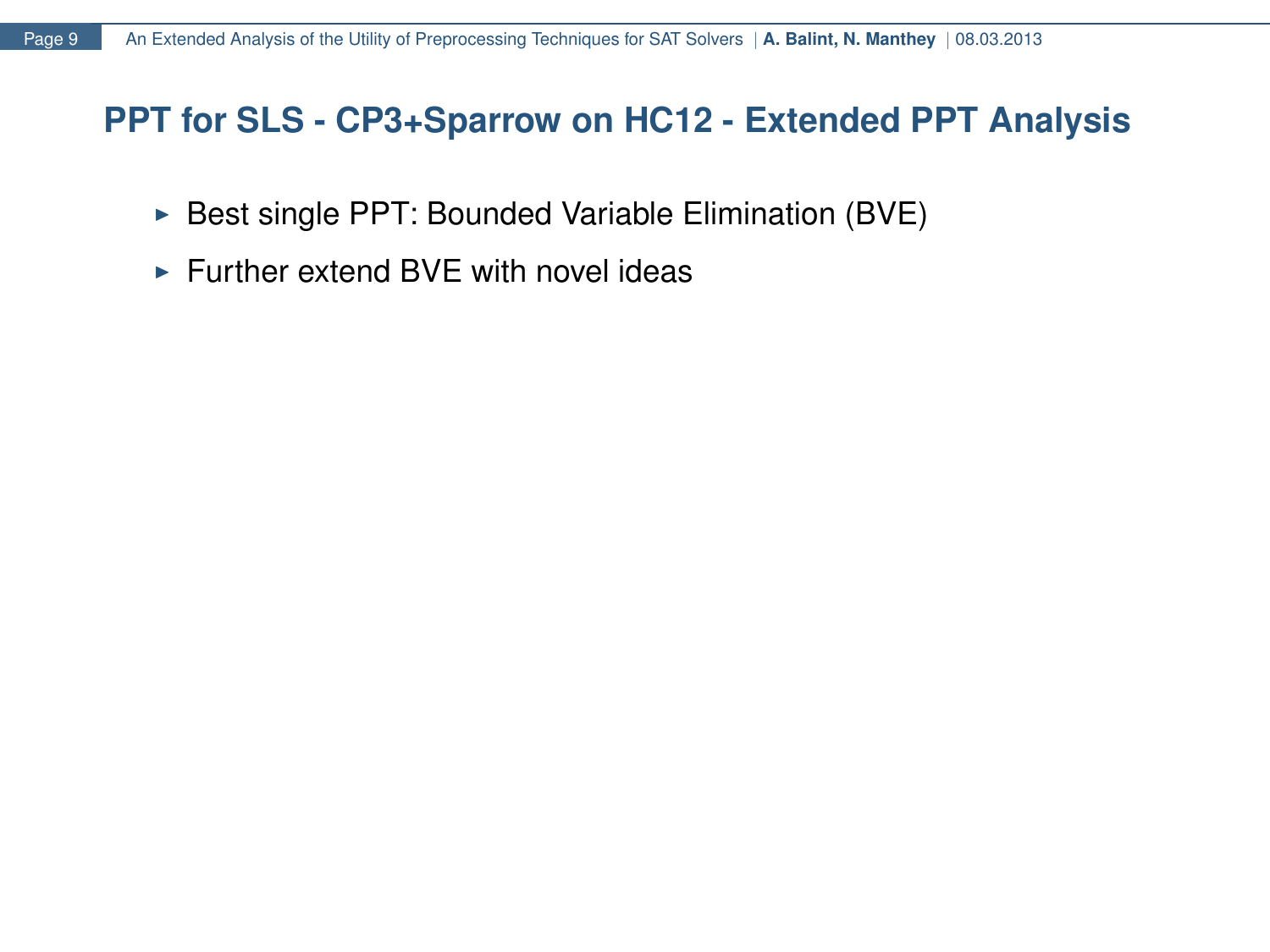## PPT for SLS - CP3+Sparrow on HC12 - Extended PPT Analysis

- Best single PPT: Bounded Variable Elimination (BVE)
- Further extend BVE with novel ideas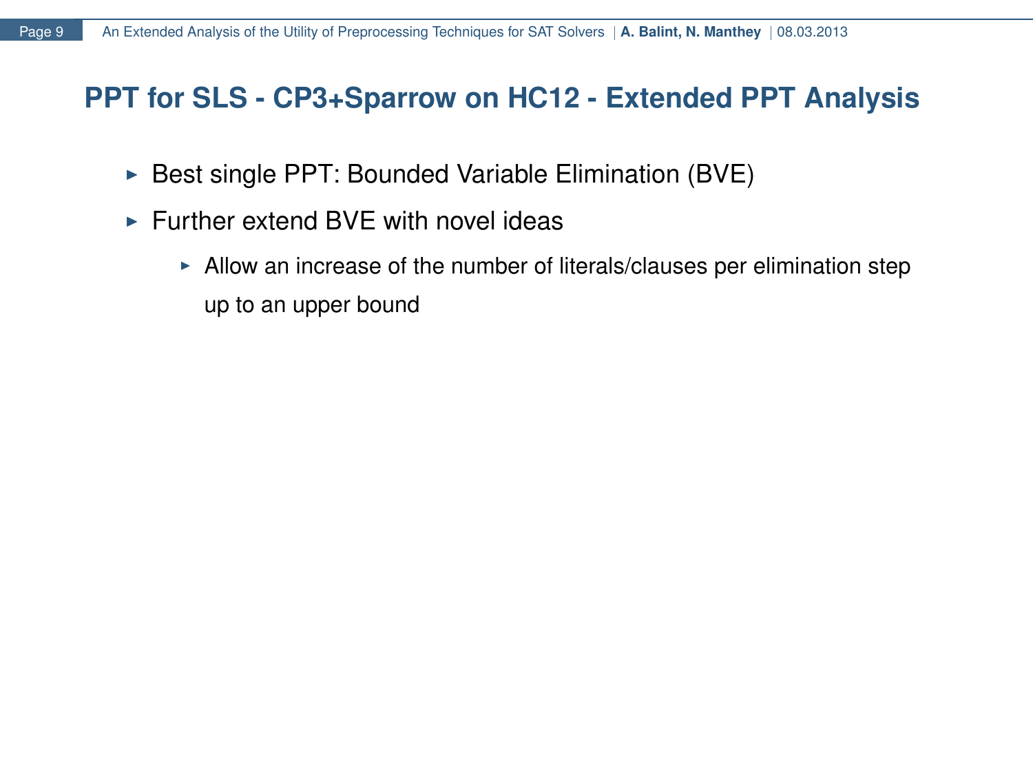# PPT for SLS - CP3+Sparrow on HC12 - Extended PPT Analysis

- Best single PPT: Bounded Variable Elimination (BVE)
- Further extend BVE with novel ideas
  - Allow an increase of the number of literals/clauses per elimination step up to an upper bound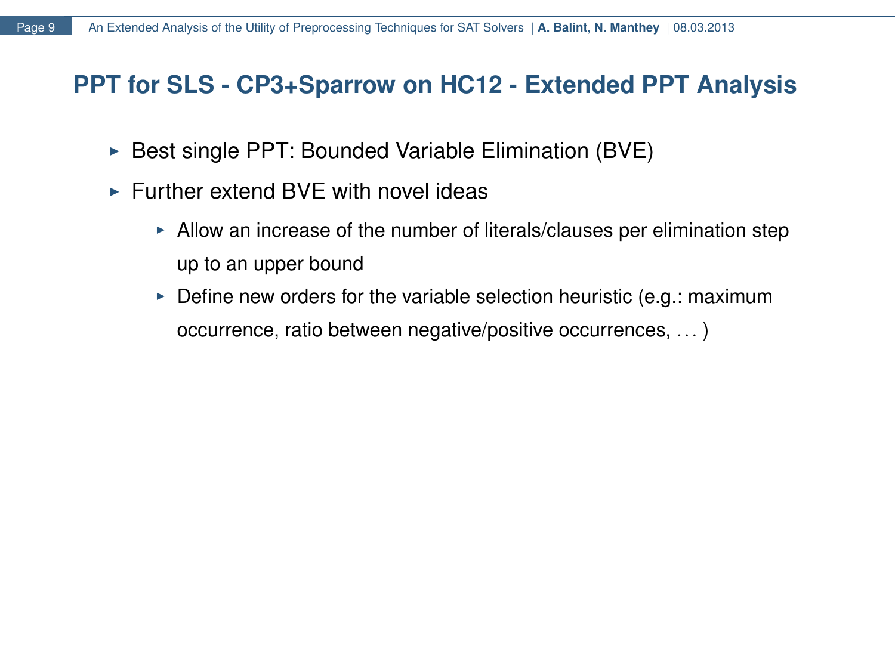## PPT for SLS - CP3+Sparrow on HC12 - Extended PPT Analysis

- Best single PPT: Bounded Variable Elimination (BVE)
- Further extend BVE with novel ideas
  - Allow an increase of the number of literals/clauses per elimination step up to an upper bound
  - Define new orders for the variable selection heuristic (e.g.: maximum occurrence, ratio between negative/positive occurrences, … )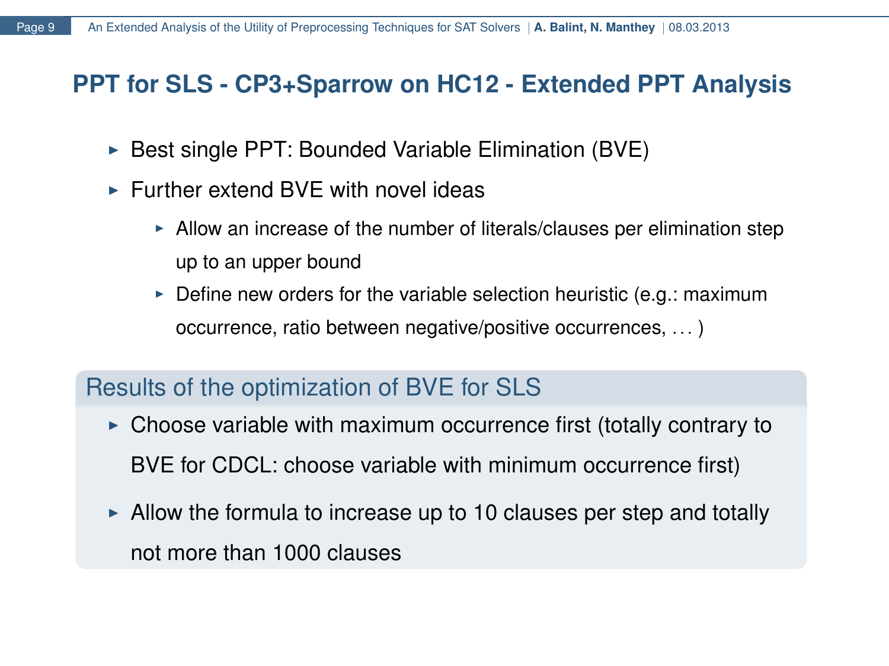## PPT for SLS - CP3+Sparrow on HC12 - Extended PPT Analysis

- Best single PPT: Bounded Variable Elimination (BVE)
- Further extend BVE with novel ideas
  - Allow an increase of the number of literals/clauses per elimination step up to an upper bound
  - Define new orders for the variable selection heuristic (e.g.: maximum occurrence, ratio between negative/positive occurrences, … )

### Results of the optimization of BVE for SLS

- Choose variable with maximum occurrence first (totally contrary to BVE for CDCL: choose variable with minimum occurrence first)
- Allow the formula to increase up to 10 clauses per step and totally not more than 1000 clauses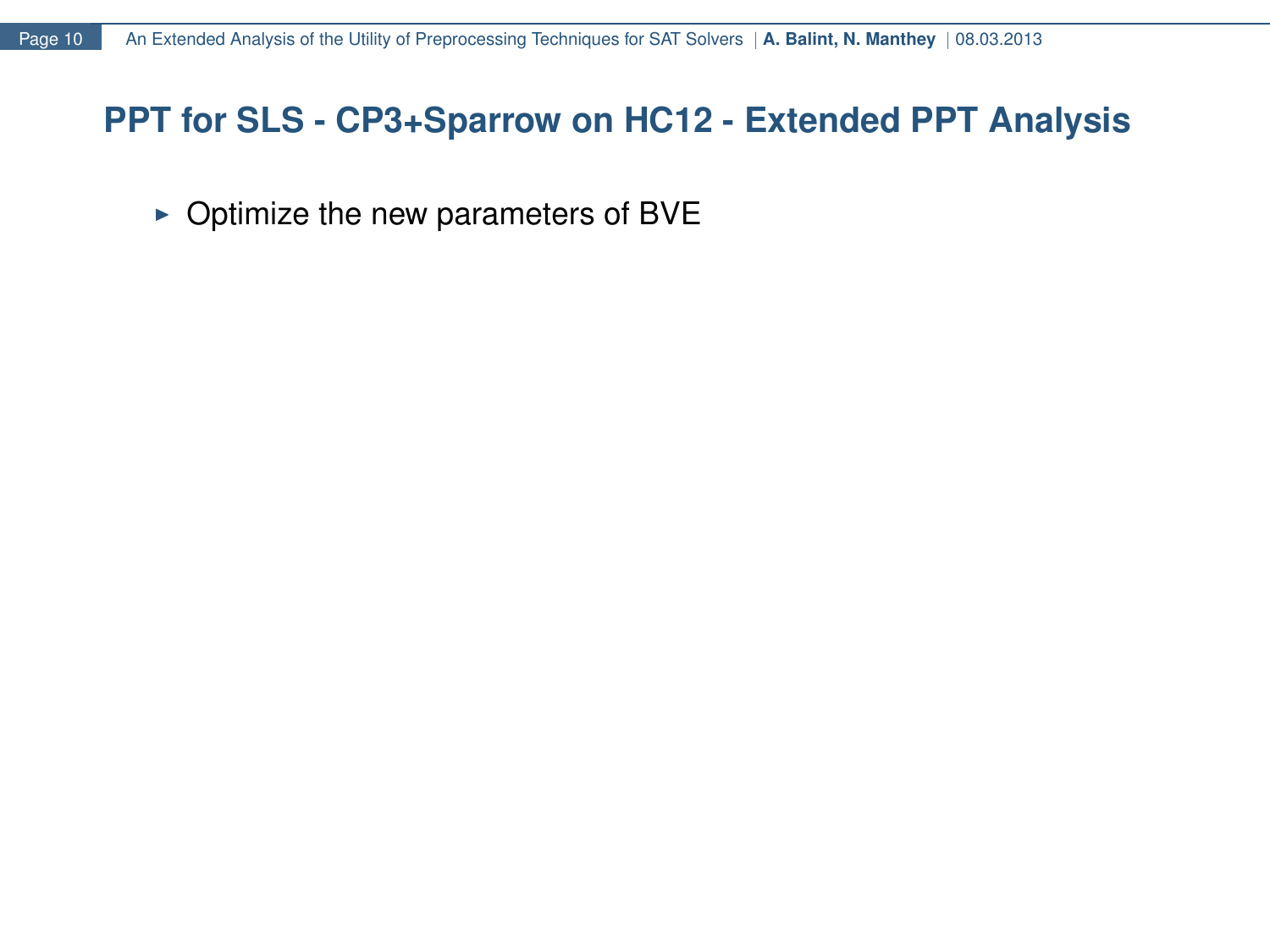## PPT for SLS - CP3+Sparrow on HC12 - Extended PPT Analysis

- Optimize the new parameters of BVE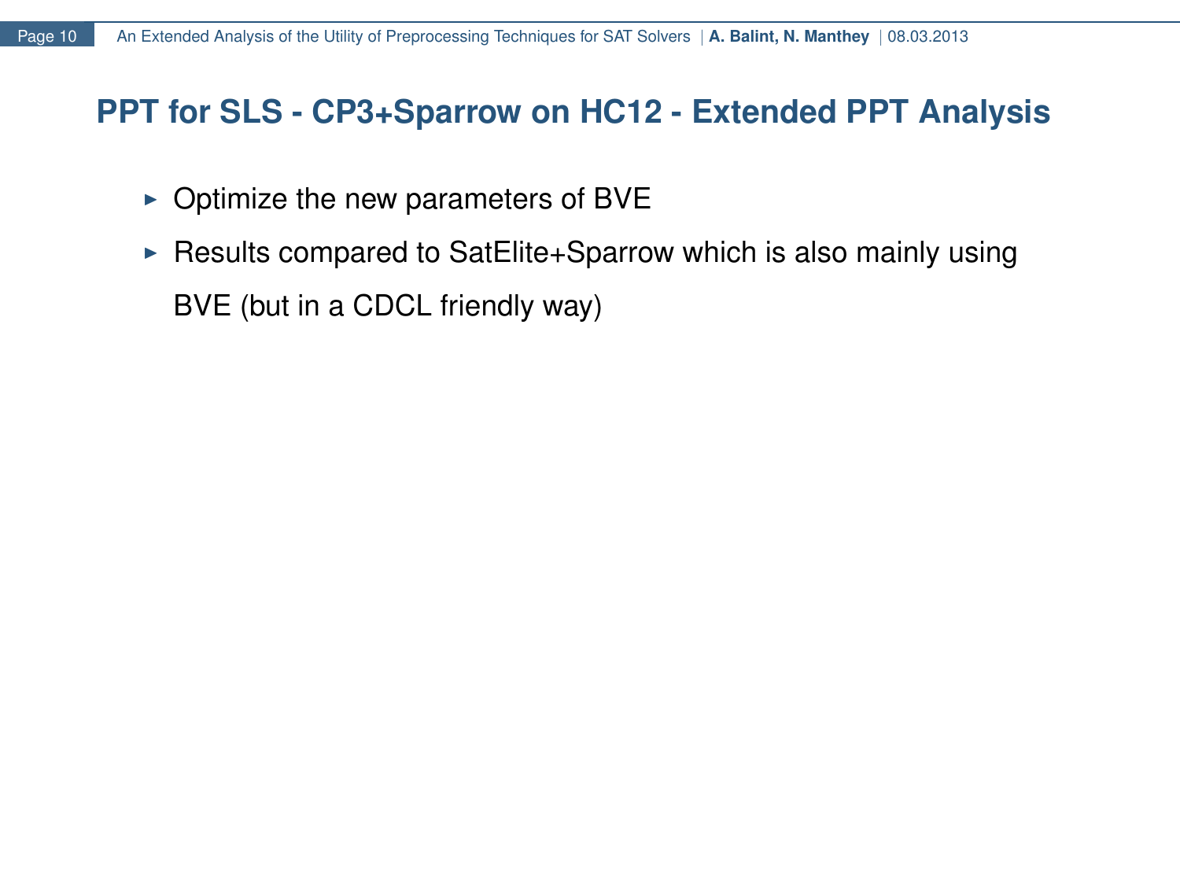## PPT for SLS - CP3+Sparrow on HC12 - Extended PPT Analysis

- Optimize the new parameters of BVE
- Results compared to SatElite+Sparrow which is also mainly using BVE (but in a CDCL friendly way)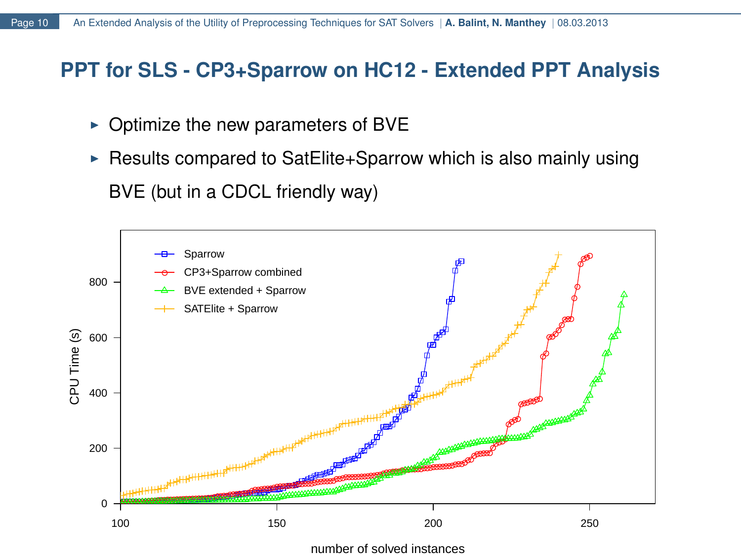# PPT for SLS - CP3+Sparrow on HC12 - Extended PPT Analysis

- Optimize the new parameters of BVE
- Results compared to SatElite+Sparrow which is also mainly using BVE (but in a CDCL friendly way)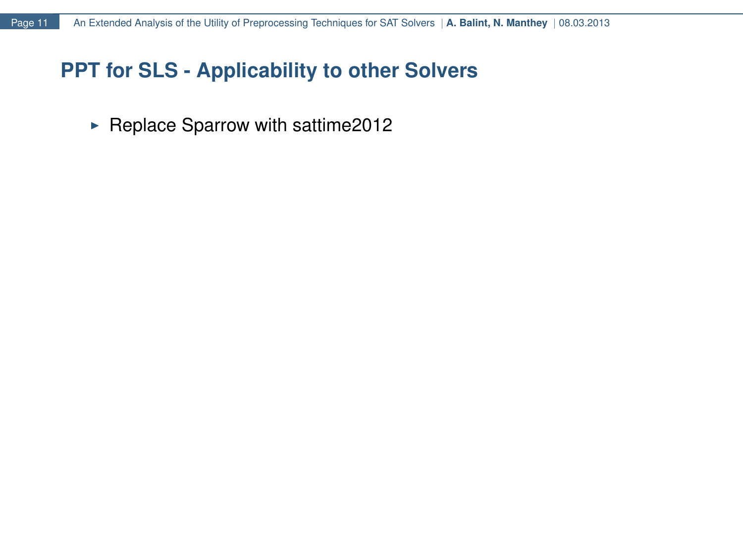## PPT for SLS - Applicability to other Solvers

- Replace Sparrow with sattime2012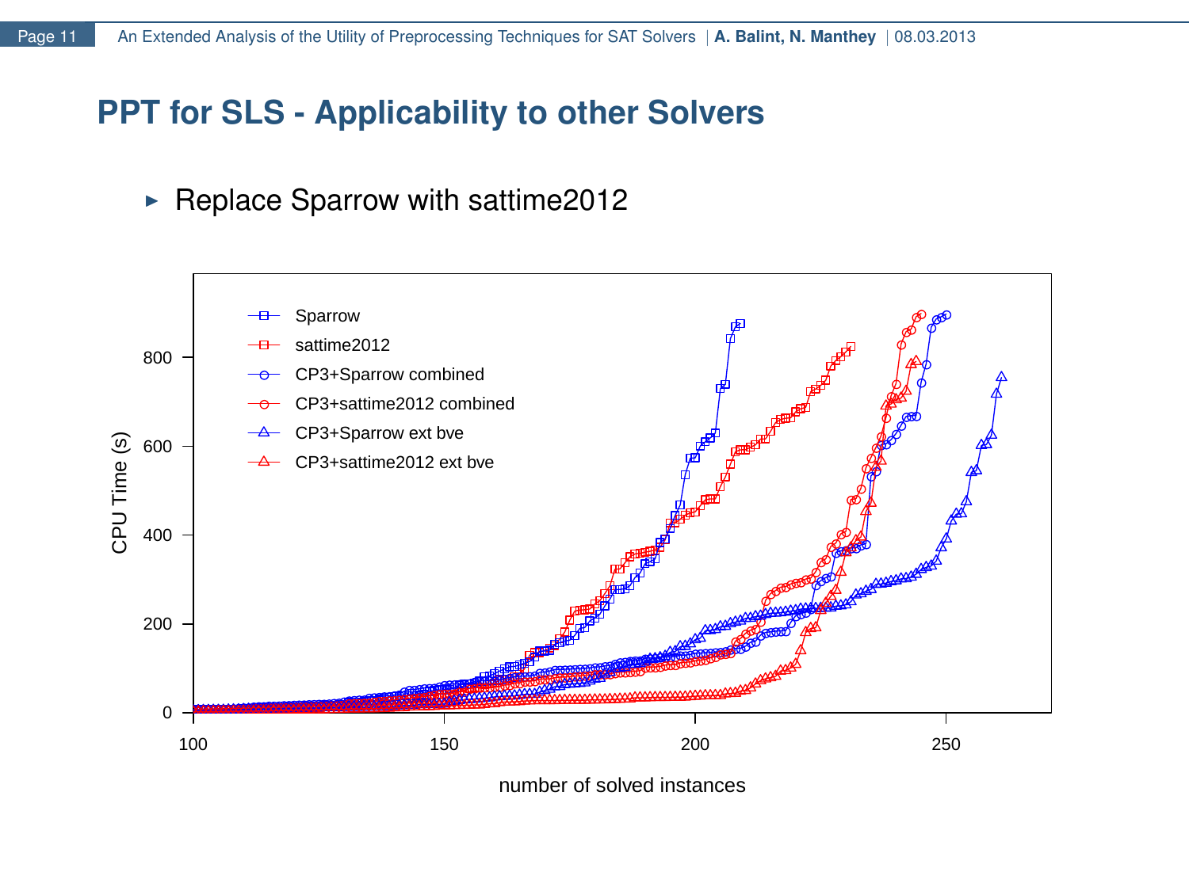## PPT for SLS - Applicability to other Solvers

- Replace Sparrow with sattime2012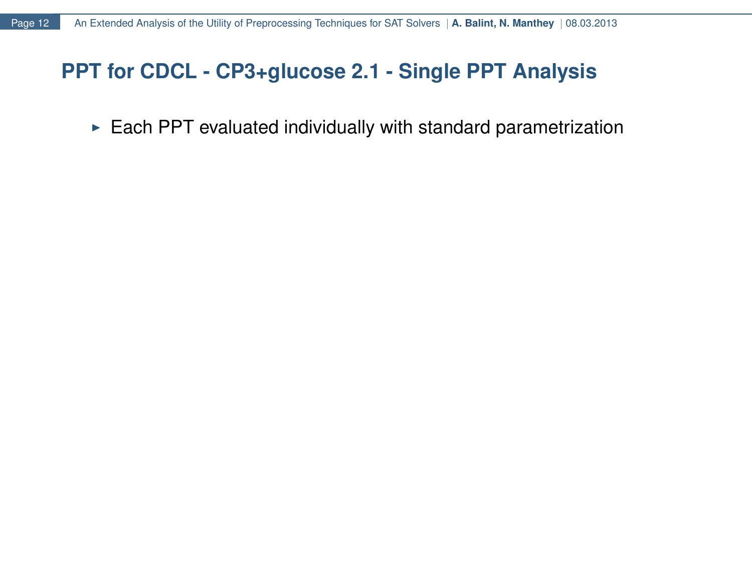# PPT for CDCL - CP3+glucose 2.1 - Single PPT Analysis

- Each PPT evaluated individually with standard parametrization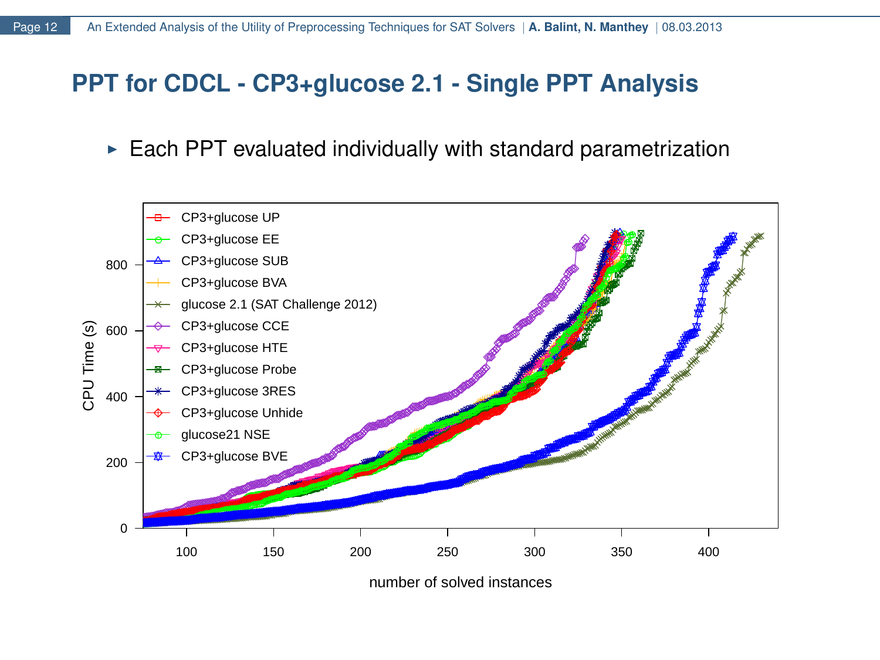# PPT for CDCL - CP3+glucose 2.1 - Single PPT Analysis

- Each PPT evaluated individually with standard parametrization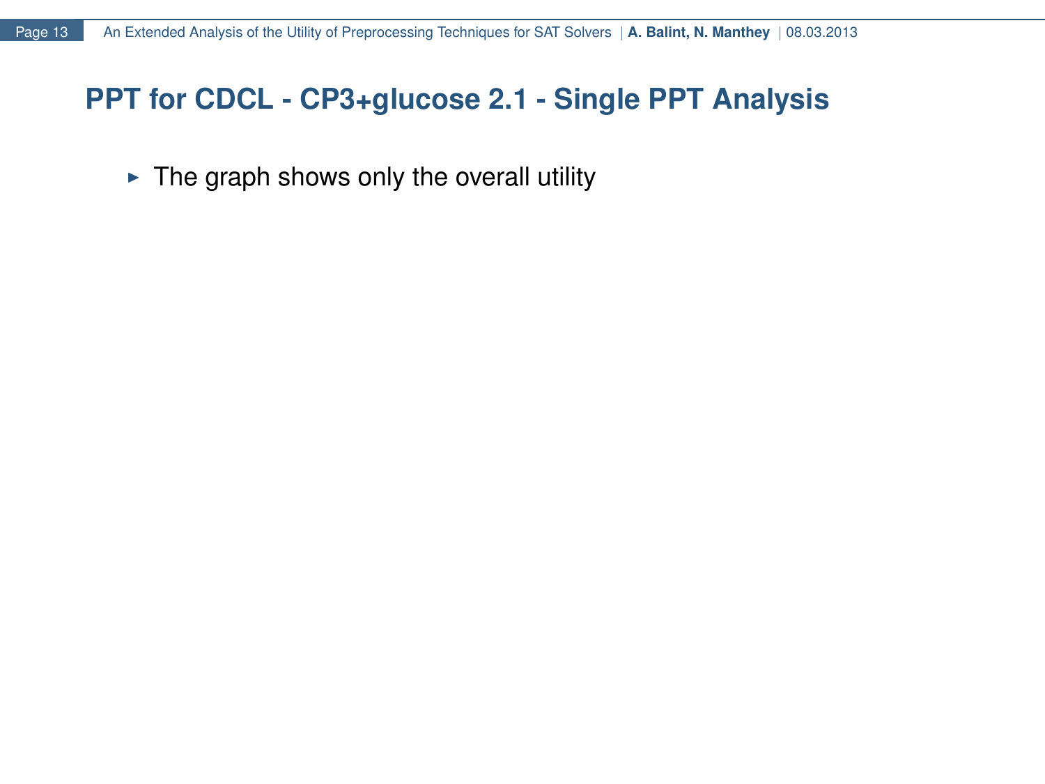## PPT for CDCL - CP3+glucose 2.1 - Single PPT Analysis

- The graph shows only the overall utility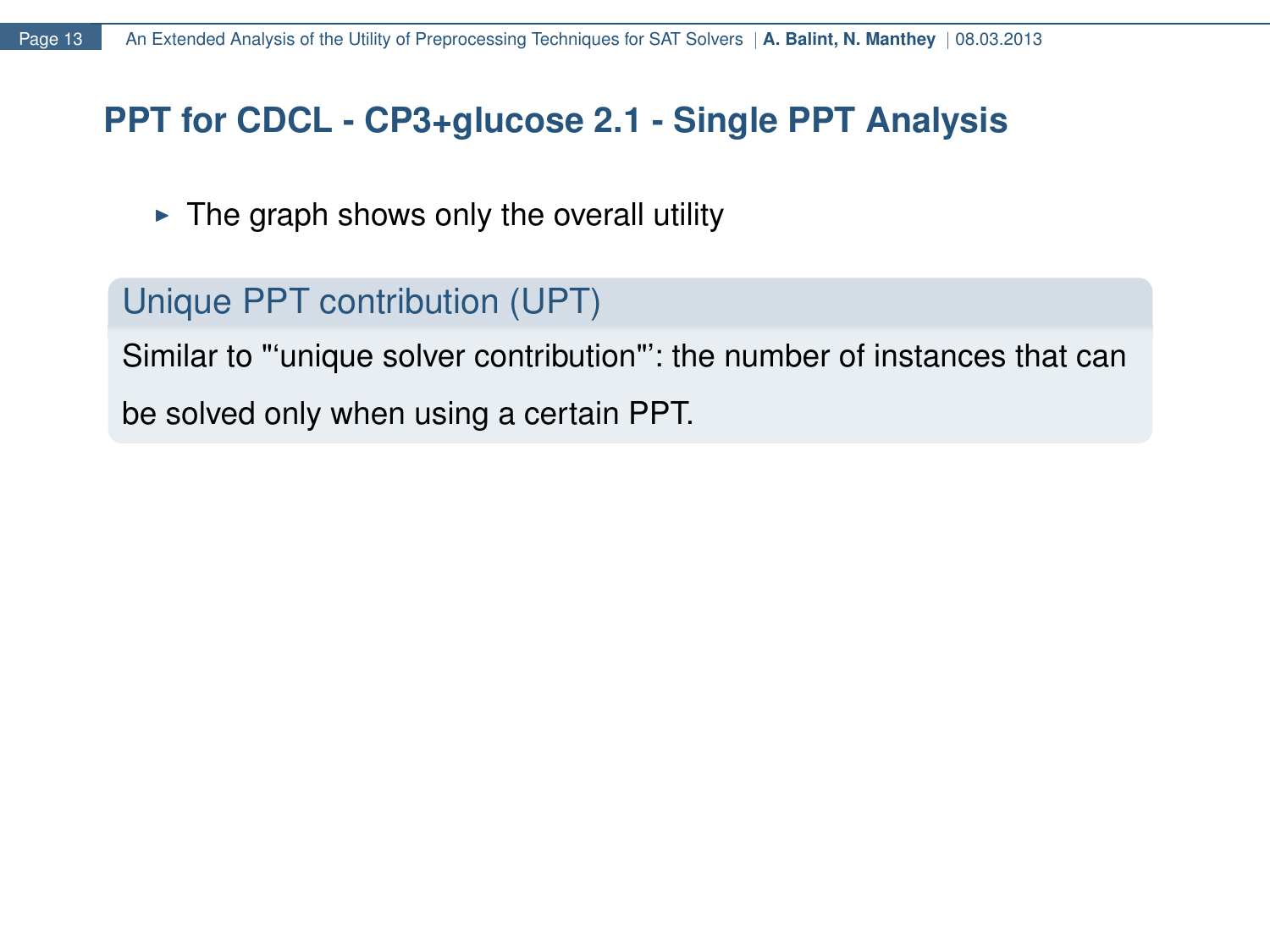## PPT for CDCL - CP3+glucose 2.1 - Single PPT Analysis

- The graph shows only the overall utility

**Unique PPT contribution (UPT)**

Similar to "‘unique solver contribution"’: the number of instances that can be solved only when using a certain PPT.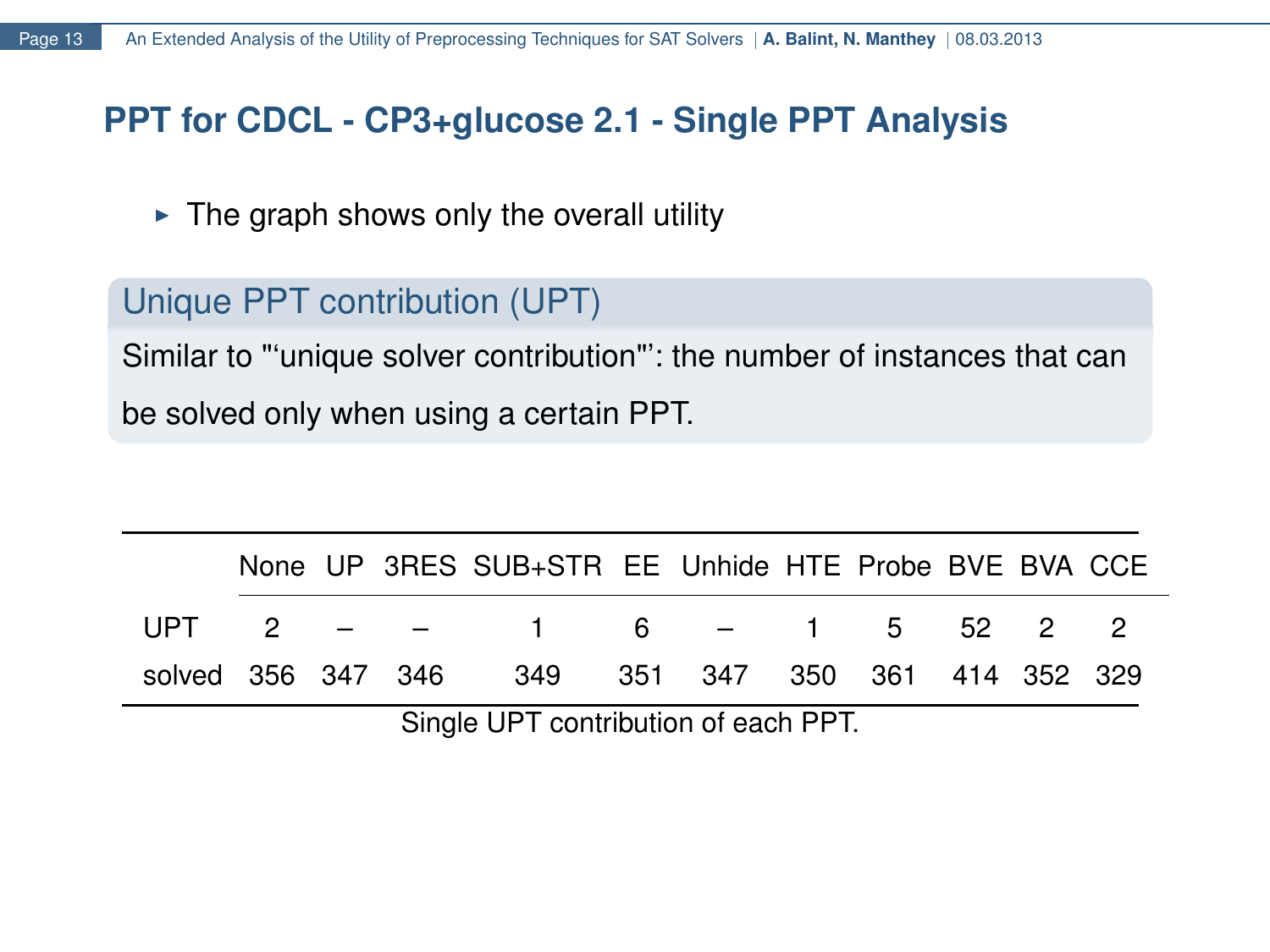## PPT for CDCL - CP3+glucose 2.1 - Single PPT Analysis

- The graph shows only the overall utility

### Unique PPT contribution (UPT)

Similar to "‘unique solver contribution"’: the number of instances that can be solved only when using a certain PPT.

| | None | UP | 3RES | SUB+STR | EE | Unhide | HTE | Probe | BVE | BVA | CCE |
|---|---|---|---|---|---|---|---|---|---|---|---|
| UPT | 2 | – | – | 1 | 6 | – | 1 | 5 | 52 | 2 | 2 |
| solved | 356 | 347 | 346 | 349 | 351 | 347 | 350 | 361 | 414 | 352 | 329 |

Single UPT contribution of each PPT.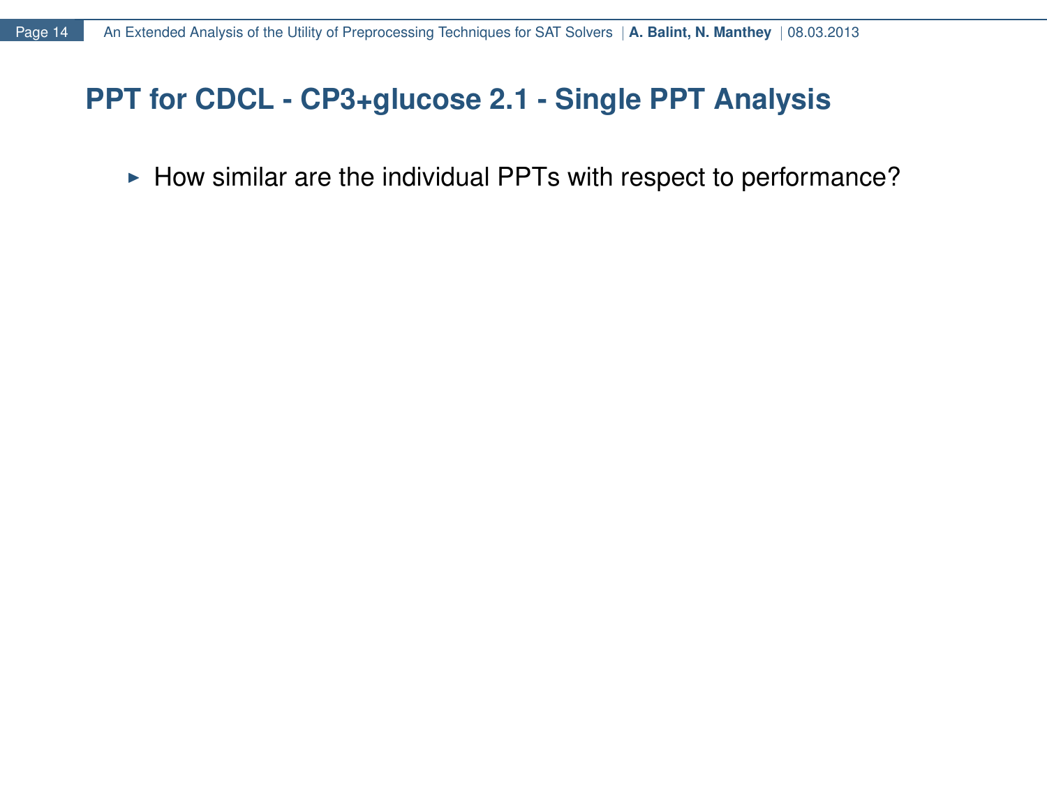## PPT for CDCL - CP3+glucose 2.1 - Single PPT Analysis

- How similar are the individual PPTs with respect to performance?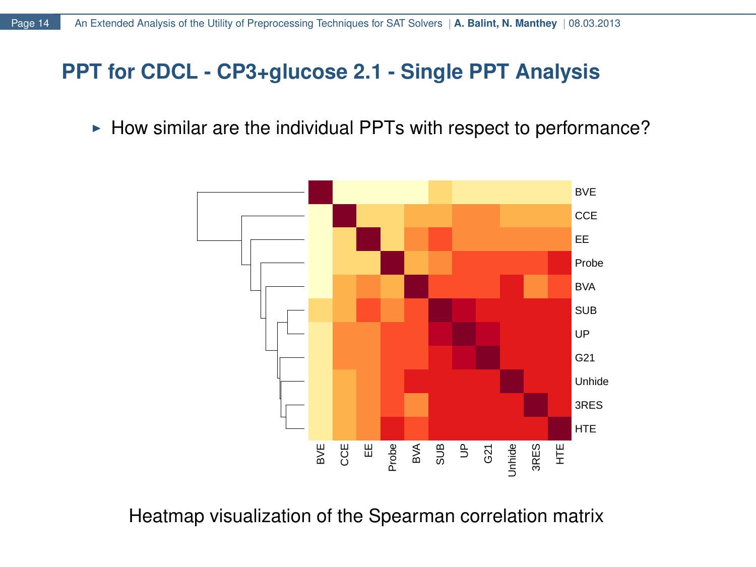## PPT for CDCL - CP3+glucose 2.1 - Single PPT Analysis

- How similar are the individual PPTs with respect to performance?

Heatmap visualization of the Spearman correlation matrix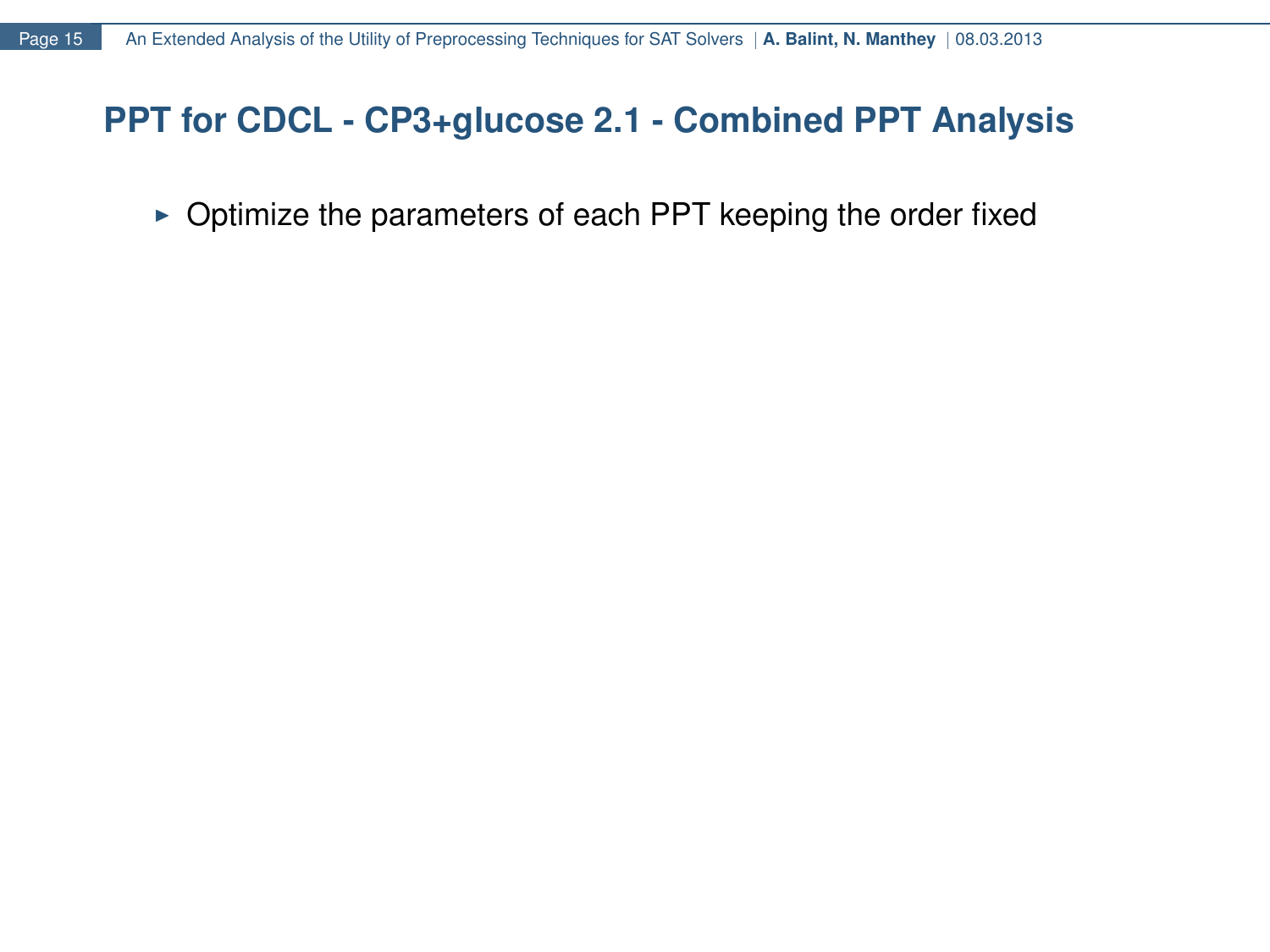## PPT for CDCL - CP3+glucose 2.1 - Combined PPT Analysis

- Optimize the parameters of each PPT keeping the order fixed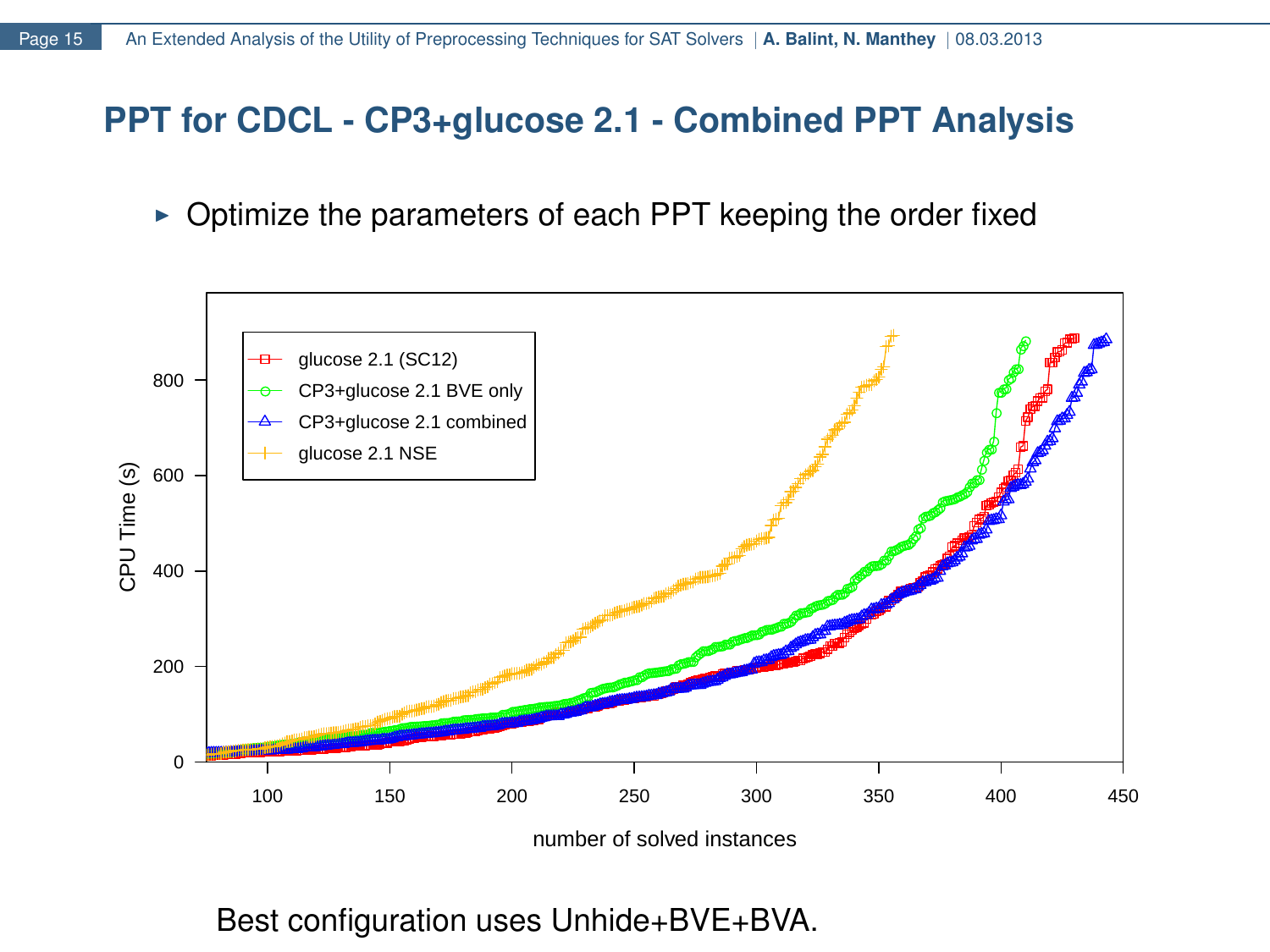# PPT for CDCL - CP3+glucose 2.1 - Combined PPT Analysis

- Optimize the parameters of each PPT keeping the order fixed

Best configuration uses Unhide+BVE+BVA.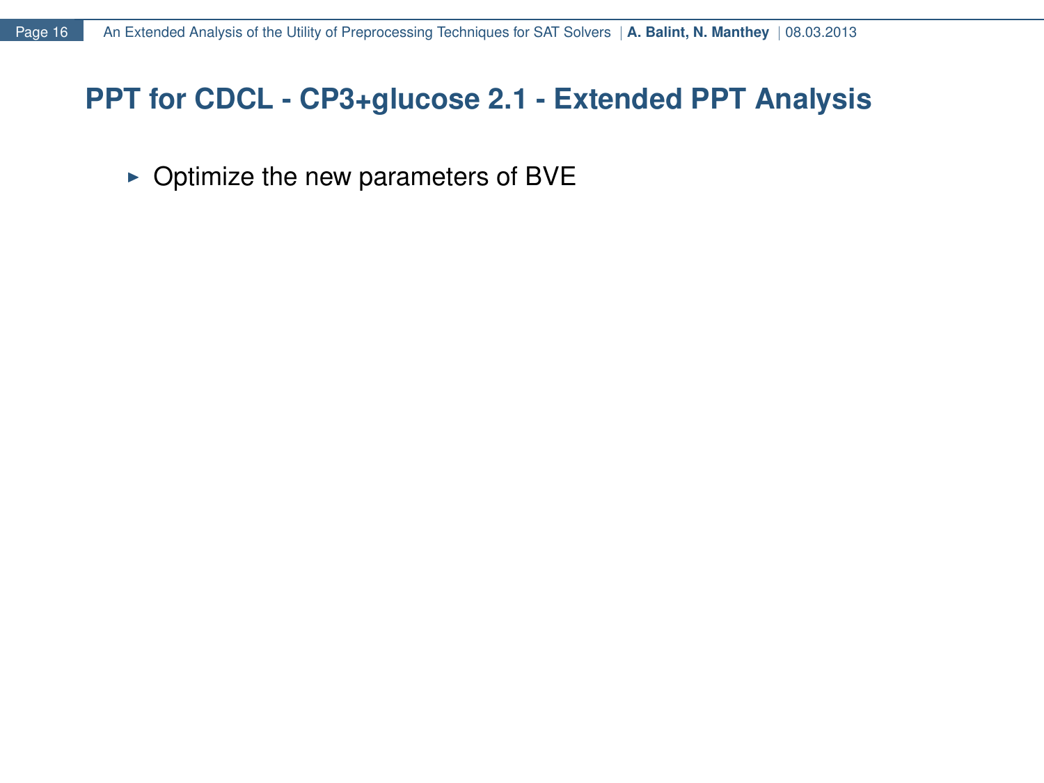# PPT for CDCL - CP3+glucose 2.1 - Extended PPT Analysis

- Optimize the new parameters of BVE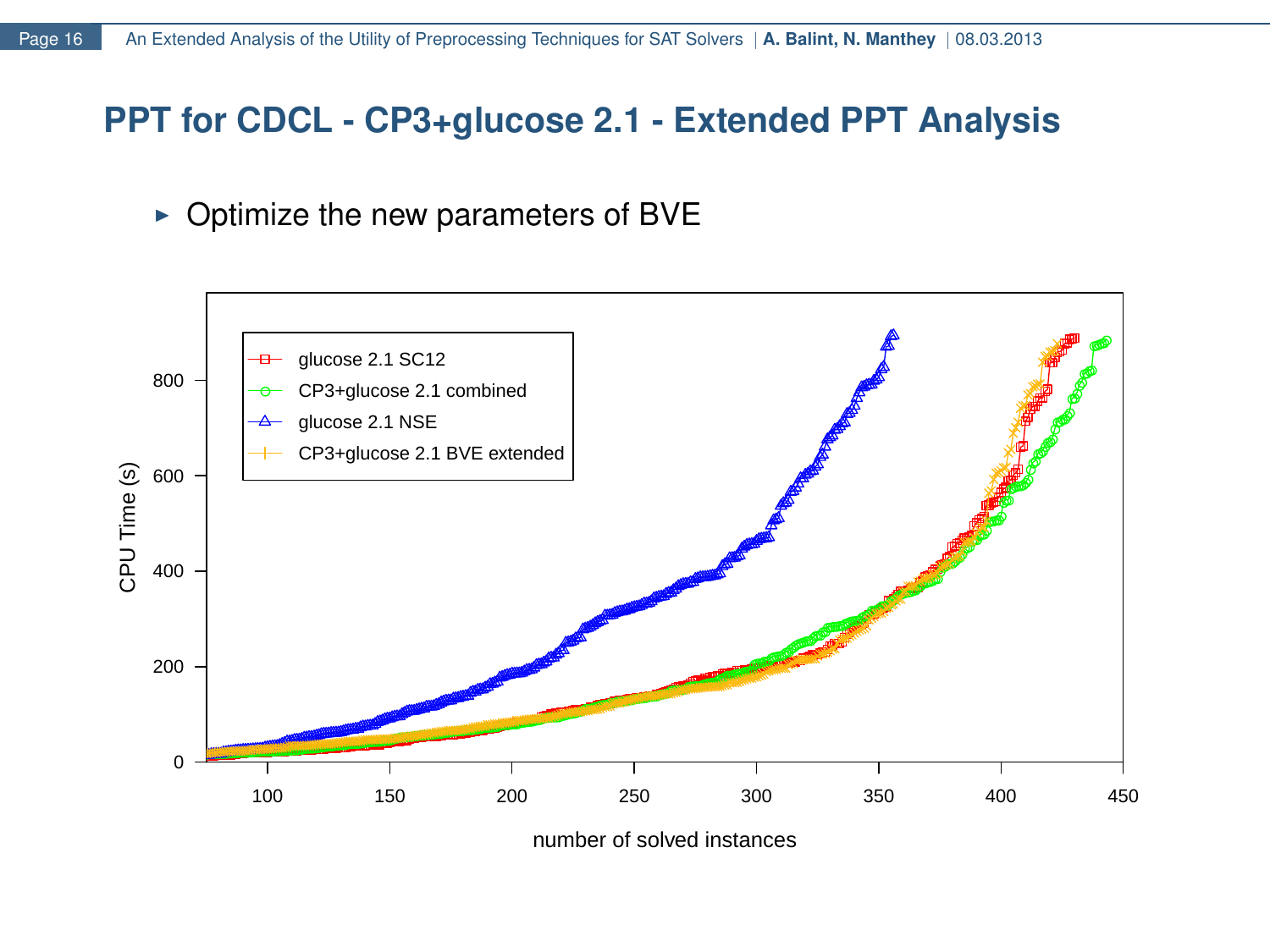# PPT for CDCL - CP3+glucose 2.1 - Extended PPT Analysis

- Optimize the new parameters of BVE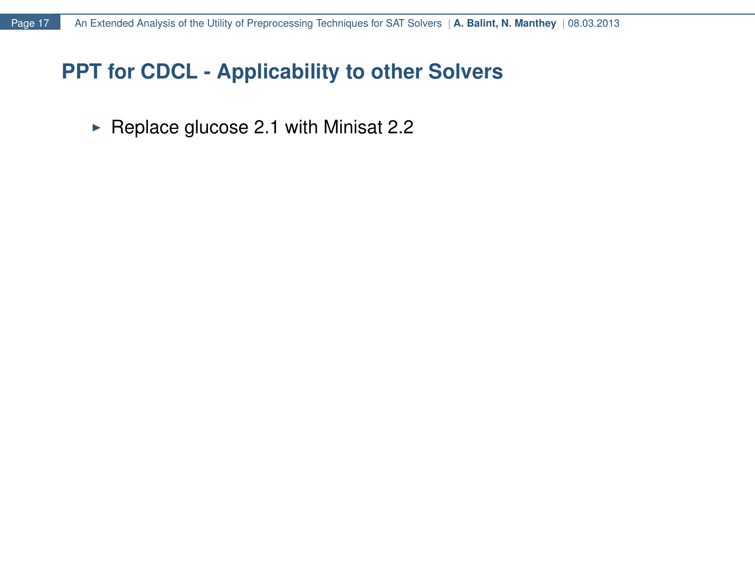# PPT for CDCL - Applicability to other Solvers

- Replace glucose 2.1 with Minisat 2.2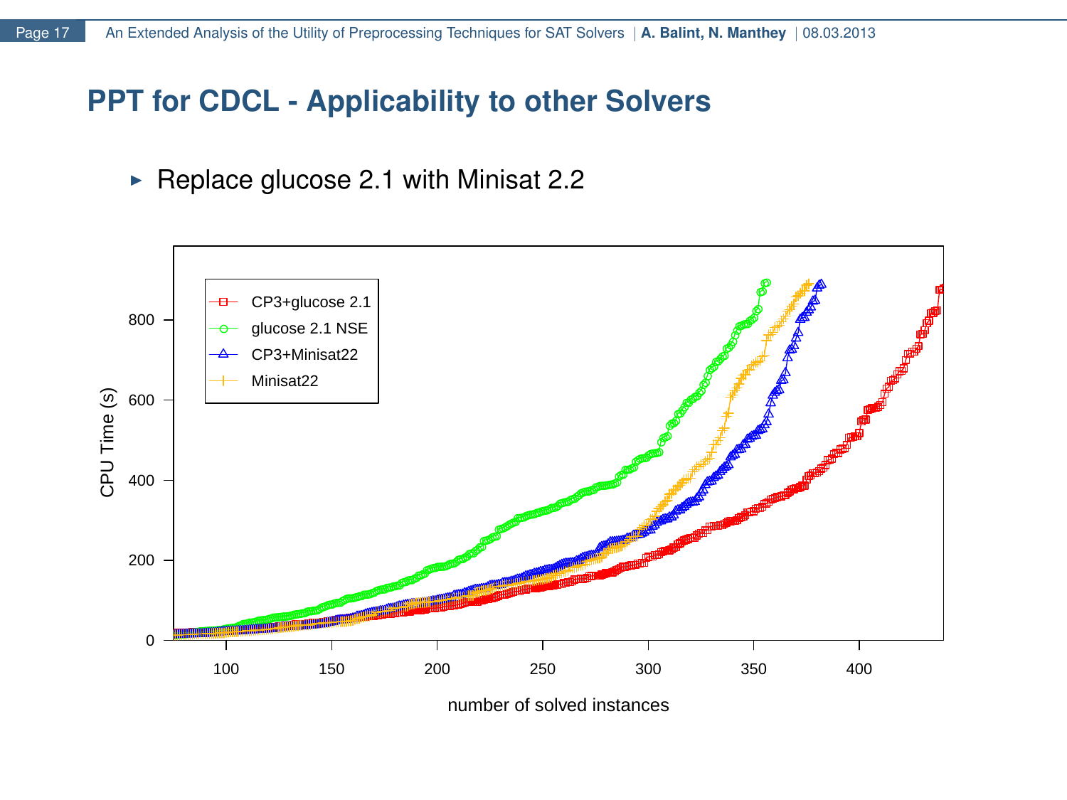# PPT for CDCL - Applicability to other Solvers

- Replace glucose 2.1 with Minisat 2.2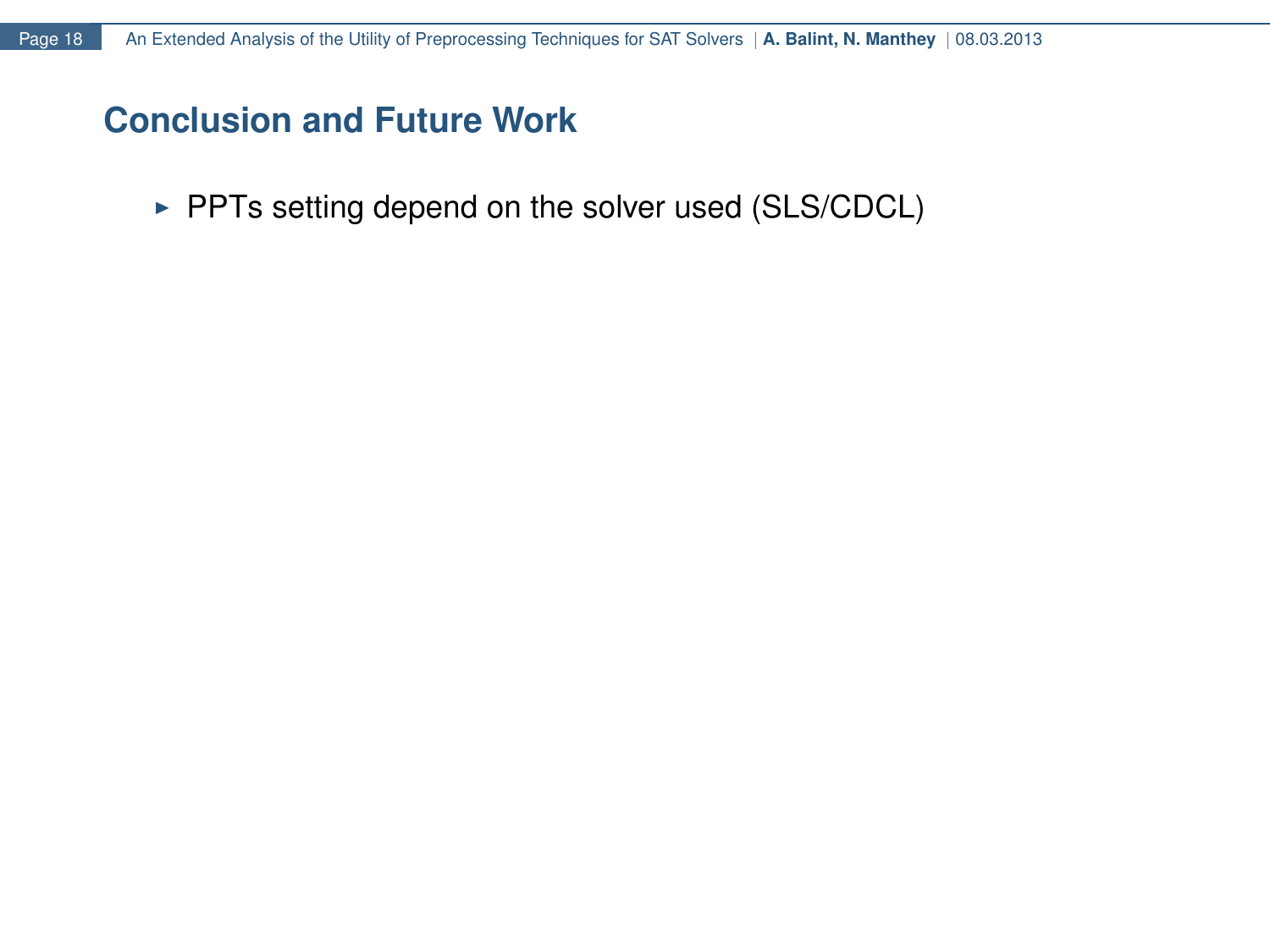## Conclusion and Future Work

- PPTs setting depend on the solver used (SLS/CDCL)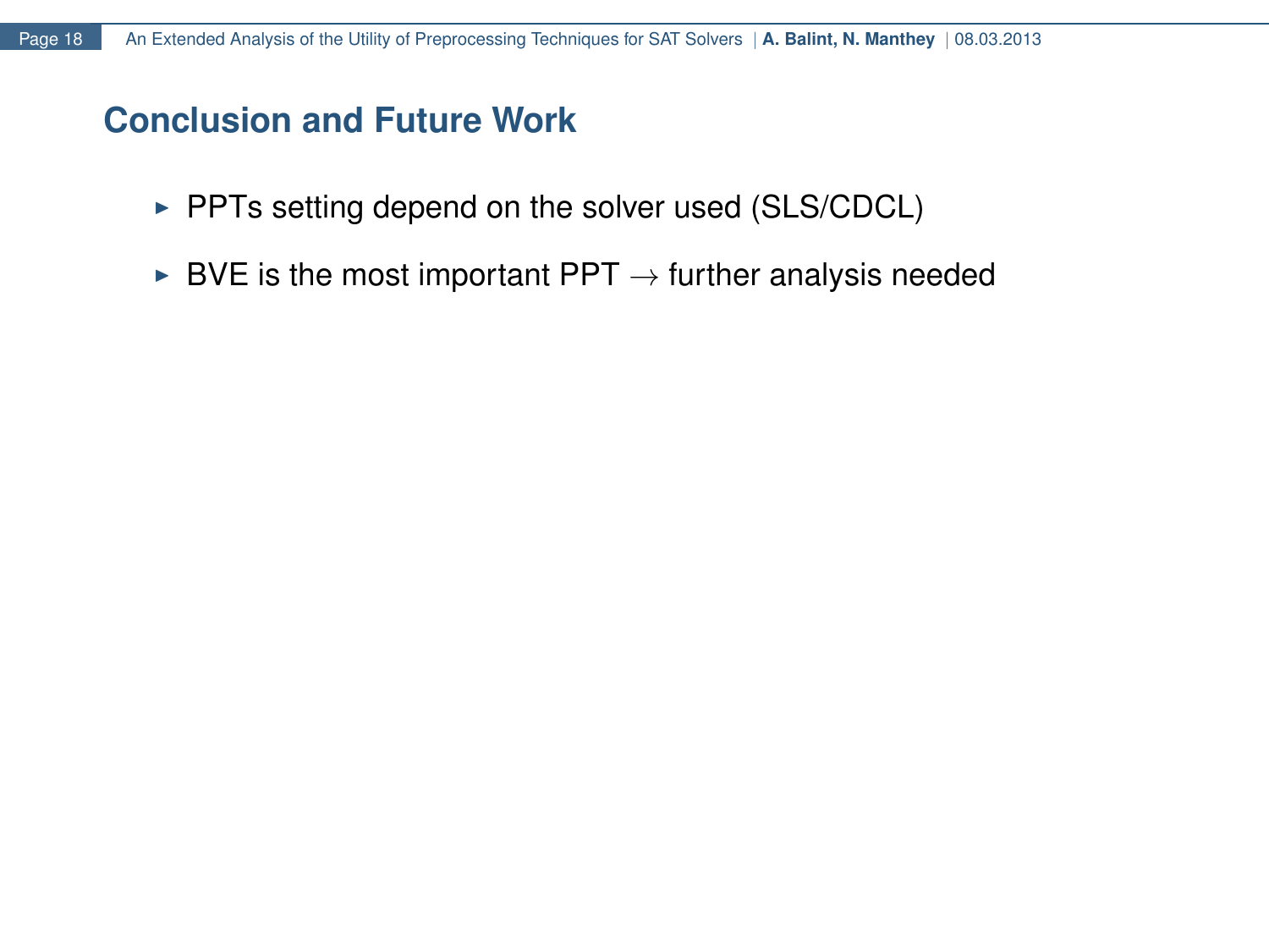## Conclusion and Future Work

- PPTs setting depend on the solver used (SLS/CDCL)
- BVE is the most important PPT $\rightarrow$ further analysis needed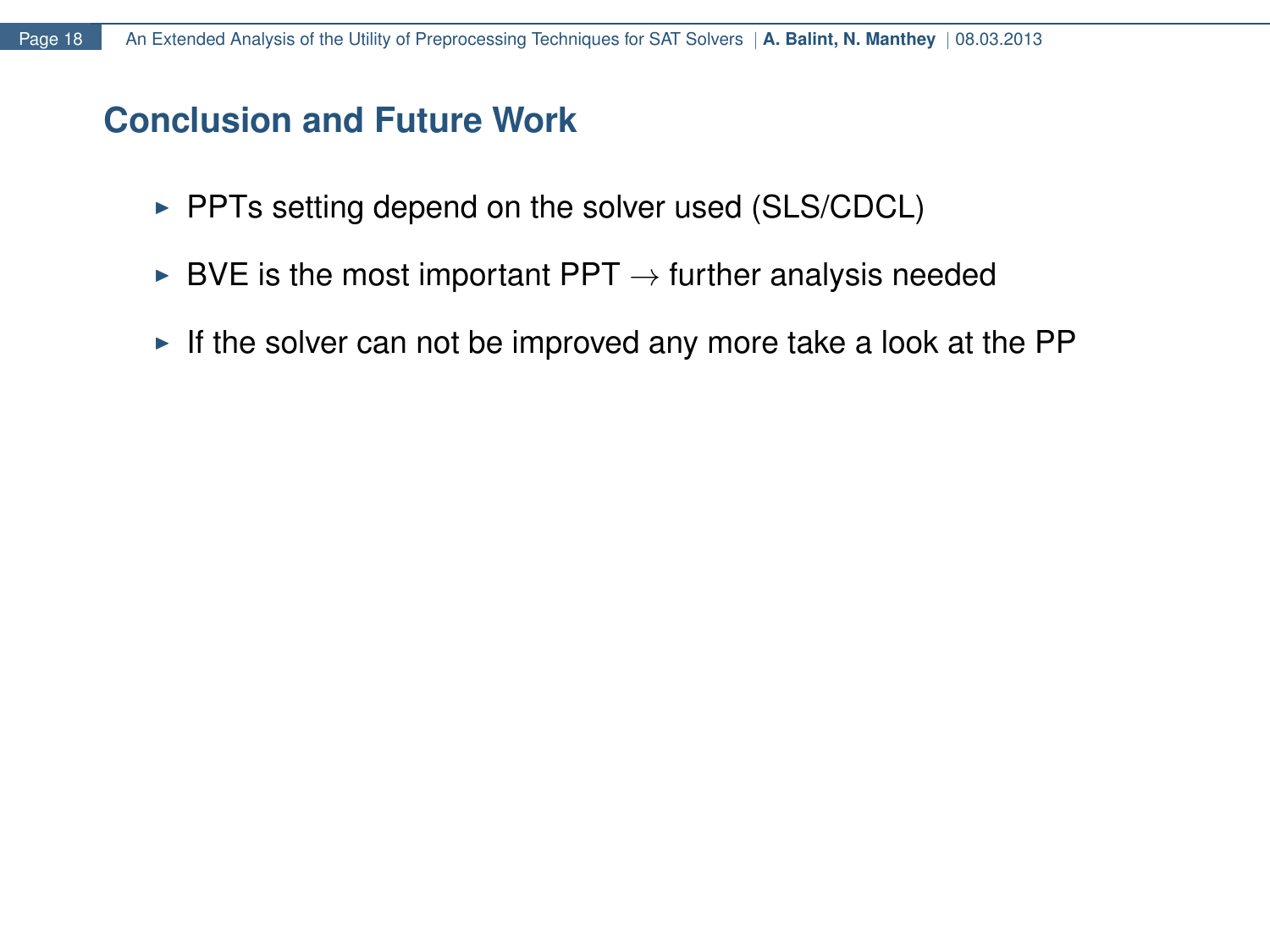## Conclusion and Future Work

- PPTs setting depend on the solver used (SLS/CDCL)
- BVE is the most important PPT $\rightarrow$ further analysis needed
- If the solver can not be improved any more take a look at the PP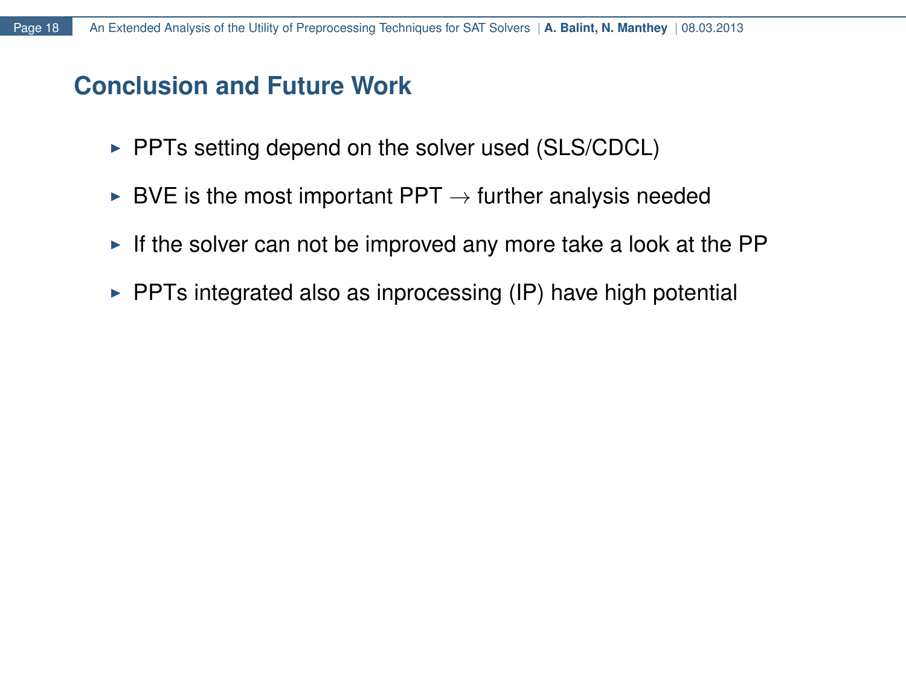## Conclusion and Future Work

- PPTs setting depend on the solver used (SLS/CDCL)
- BVE is the most important PPT $\rightarrow$ further analysis needed
- If the solver can not be improved any more take a look at the PP
- PPTs integrated also as inprocessing (IP) have high potential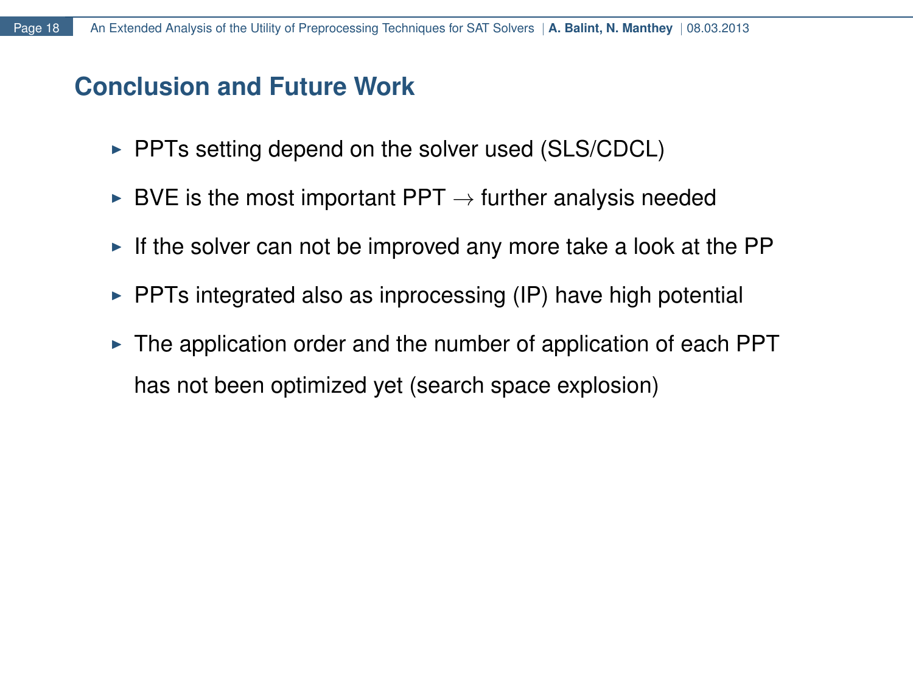## Conclusion and Future Work

- PPTs setting depend on the solver used (SLS/CDCL)
- BVE is the most important PPT $\rightarrow$ further analysis needed
- If the solver can not be improved any more take a look at the PP
- PPTs integrated also as inprocessing (IP) have high potential
- The application order and the number of application of each PPT has not been optimized yet (search space explosion)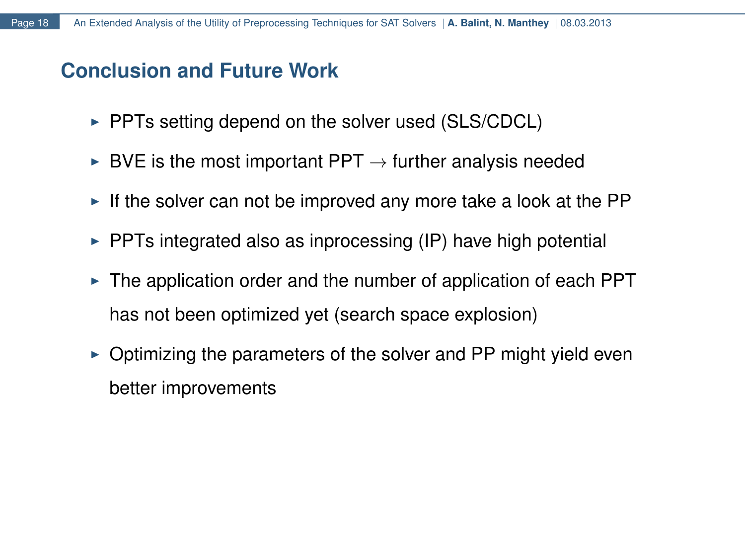## Conclusion and Future Work

- PPTs setting depend on the solver used (SLS/CDCL)
- BVE is the most important PPT $\rightarrow$ further analysis needed
- If the solver can not be improved any more take a look at the PP
- PPTs integrated also as inprocessing (IP) have high potential
- The application order and the number of application of each PPT has not been optimized yet (search space explosion)
- Optimizing the parameters of the solver and PP might yield even better improvements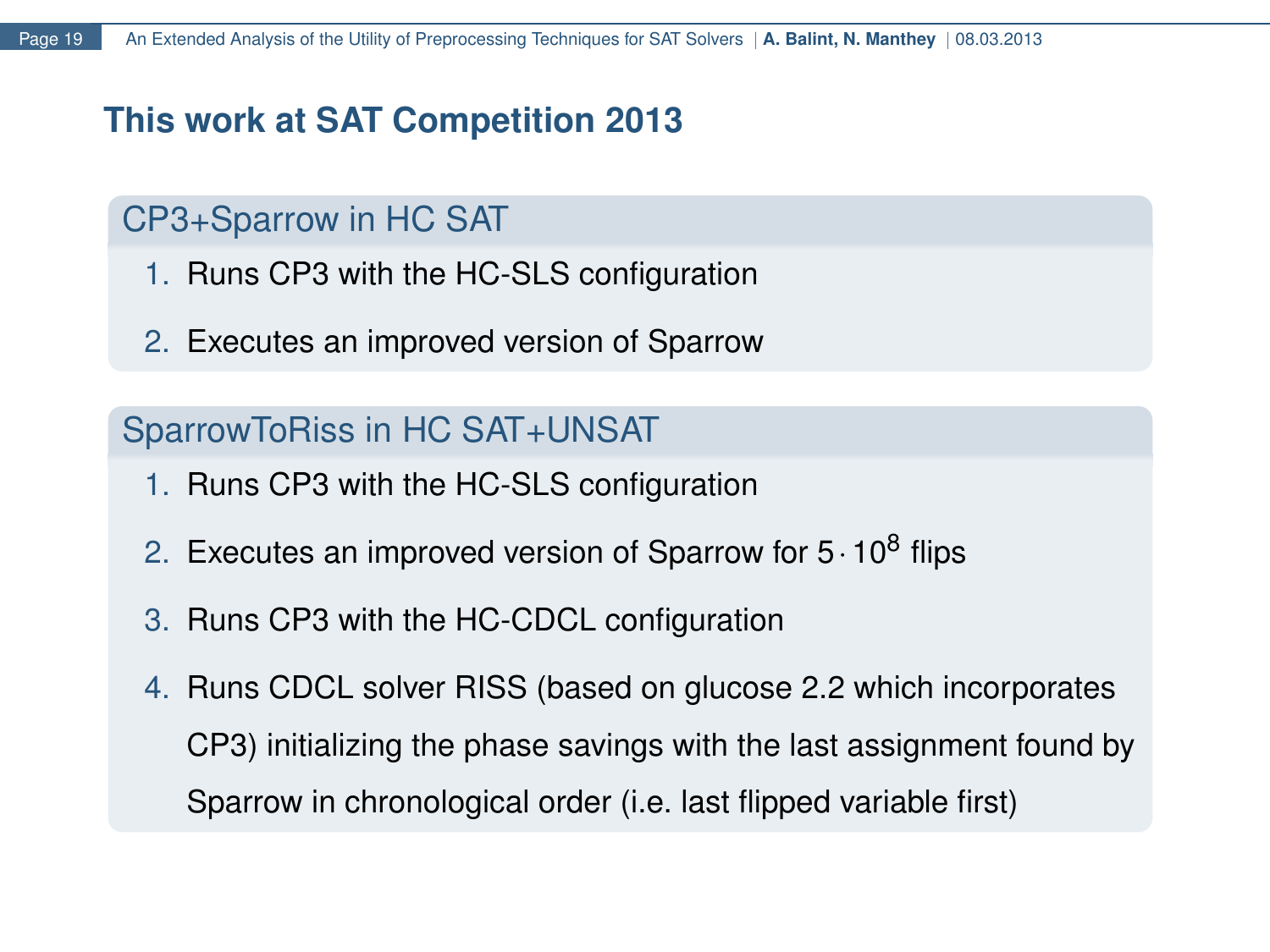# This work at SAT Competition 2013

## CP3+Sparrow in HC SAT

1. Runs CP3 with the HC-SLS configuration
2. Executes an improved version of Sparrow

## SparrowToRiss in HC SAT+UNSAT

1. Runs CP3 with the HC-SLS configuration
2. Executes an improved version of Sparrow for $5 \cdot 10^8$ flips
3. Runs CP3 with the HC-CDCL configuration
4. Runs CDCL solver RISS (based on glucose 2.2 which incorporates CP3) initializing the phase savings with the last assignment found by Sparrow in chronological order (i.e. last flipped variable first)